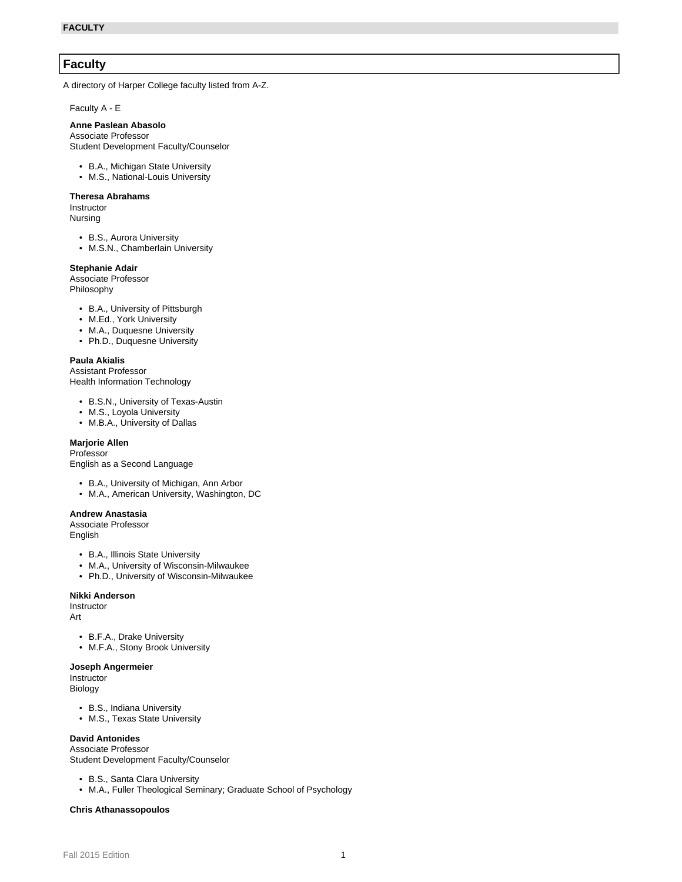# Faculty

A directory of Harper College faculty listed from A-Z.

Faculty A - E

**Anne Paslean Abasolo**
Associate Professor
Student Development Faculty/Counselor

- B.A., Michigan State University
- M.S., National-Louis University

**Theresa Abrahams**
Instructor
Nursing

- B.S., Aurora University
- M.S.N., Chamberlain University

**Stephanie Adair**
Associate Professor
Philosophy

- B.A., University of Pittsburgh
- M.Ed., York University
- M.A., Duquesne University
- Ph.D., Duquesne University

**Paula Akialis**
Assistant Professor
Health Information Technology

- B.S.N., University of Texas-Austin
- M.S., Loyola University
- M.B.A., University of Dallas

**Marjorie Allen**
Professor
English as a Second Language

- B.A., University of Michigan, Ann Arbor
- M.A., American University, Washington, DC

**Andrew Anastasia**
Associate Professor
English

- B.A., Illinois State University
- M.A., University of Wisconsin-Milwaukee
- Ph.D., University of Wisconsin-Milwaukee

**Nikki Anderson**
Instructor
Art

- B.F.A., Drake University
- M.F.A., Stony Brook University

**Joseph Angermeier**
Instructor
Biology

- B.S., Indiana University
- M.S., Texas State University

**David Antonides**
Associate Professor
Student Development Faculty/Counselor

- B.S., Santa Clara University
- M.A., Fuller Theological Seminary; Graduate School of Psychology

**Chris Athanassopoulos**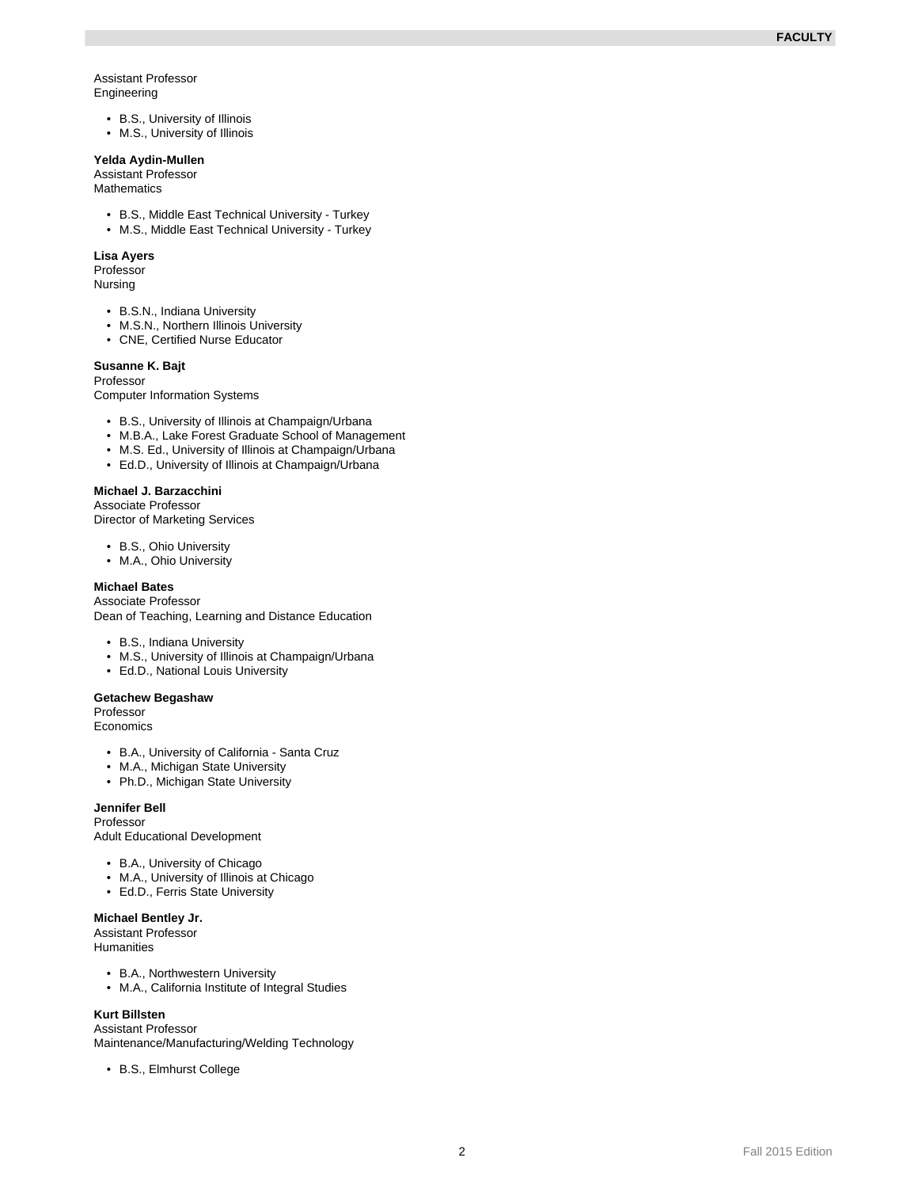Assistant Professor
Engineering

- B.S., University of Illinois
- M.S., University of Illinois

**Yelda Aydin-Mullen**
Assistant Professor
Mathematics

- B.S., Middle East Technical University - Turkey
- M.S., Middle East Technical University - Turkey

**Lisa Ayers**
Professor
Nursing

- B.S.N., Indiana University
- M.S.N., Northern Illinois University
- CNE, Certified Nurse Educator

**Susanne K. Bajt**
Professor
Computer Information Systems

- B.S., University of Illinois at Champaign/Urbana
- M.B.A., Lake Forest Graduate School of Management
- M.S. Ed., University of Illinois at Champaign/Urbana
- Ed.D., University of Illinois at Champaign/Urbana

**Michael J. Barzacchini**
Associate Professor
Director of Marketing Services

- B.S., Ohio University
- M.A., Ohio University

**Michael Bates**
Associate Professor
Dean of Teaching, Learning and Distance Education

- B.S., Indiana University
- M.S., University of Illinois at Champaign/Urbana
- Ed.D., National Louis University

**Getachew Begashaw**
Professor
Economics

- B.A., University of California - Santa Cruz
- M.A., Michigan State University
- Ph.D., Michigan State University

**Jennifer Bell**
Professor
Adult Educational Development

- B.A., University of Chicago
- M.A., University of Illinois at Chicago
- Ed.D., Ferris State University

**Michael Bentley Jr.**
Assistant Professor
Humanities

- B.A., Northwestern University
- M.A., California Institute of Integral Studies

**Kurt Billsten**
Assistant Professor
Maintenance/Manufacturing/Welding Technology

- B.S., Elmhurst College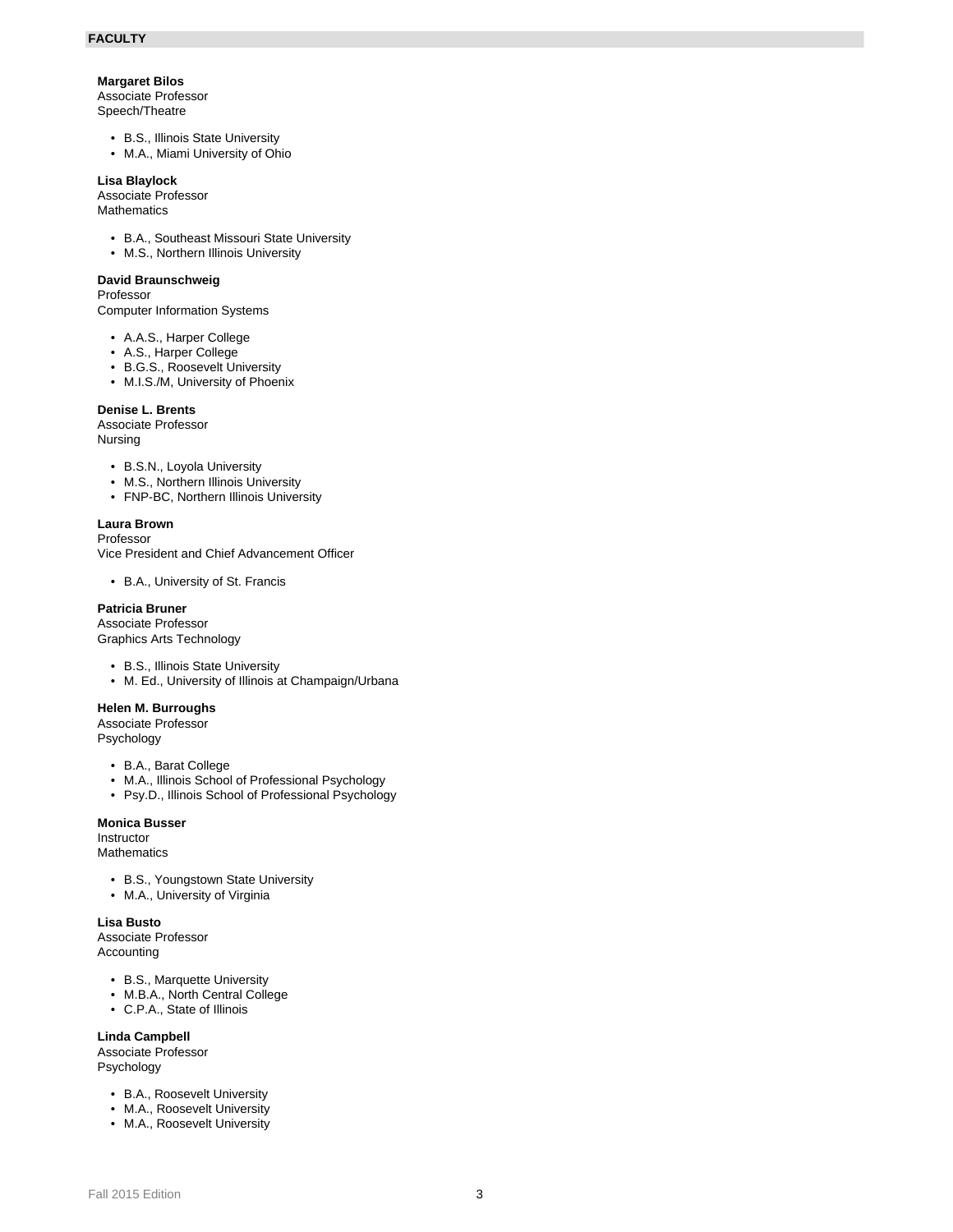## FACULTY

**Margaret Bilos**
Associate Professor
Speech/Theatre

- B.S., Illinois State University
- M.A., Miami University of Ohio

**Lisa Blaylock**
Associate Professor
Mathematics

- B.A., Southeast Missouri State University
- M.S., Northern Illinois University

**David Braunschweig**
Professor
Computer Information Systems

- A.A.S., Harper College
- A.S., Harper College
- B.G.S., Roosevelt University
- M.I.S./M, University of Phoenix

**Denise L. Brents**
Associate Professor
Nursing

- B.S.N., Loyola University
- M.S., Northern Illinois University
- FNP-BC, Northern Illinois University

**Laura Brown**
Professor
Vice President and Chief Advancement Officer

- B.A., University of St. Francis

**Patricia Bruner**
Associate Professor
Graphics Arts Technology

- B.S., Illinois State University
- M. Ed., University of Illinois at Champaign/Urbana

**Helen M. Burroughs**
Associate Professor
Psychology

- B.A., Barat College
- M.A., Illinois School of Professional Psychology
- Psy.D., Illinois School of Professional Psychology

**Monica Busser**
Instructor
Mathematics

- B.S., Youngstown State University
- M.A., University of Virginia

**Lisa Busto**
Associate Professor
Accounting

- B.S., Marquette University
- M.B.A., North Central College
- C.P.A., State of Illinois

**Linda Campbell**
Associate Professor
Psychology

- B.A., Roosevelt University
- M.A., Roosevelt University
- M.A., Roosevelt University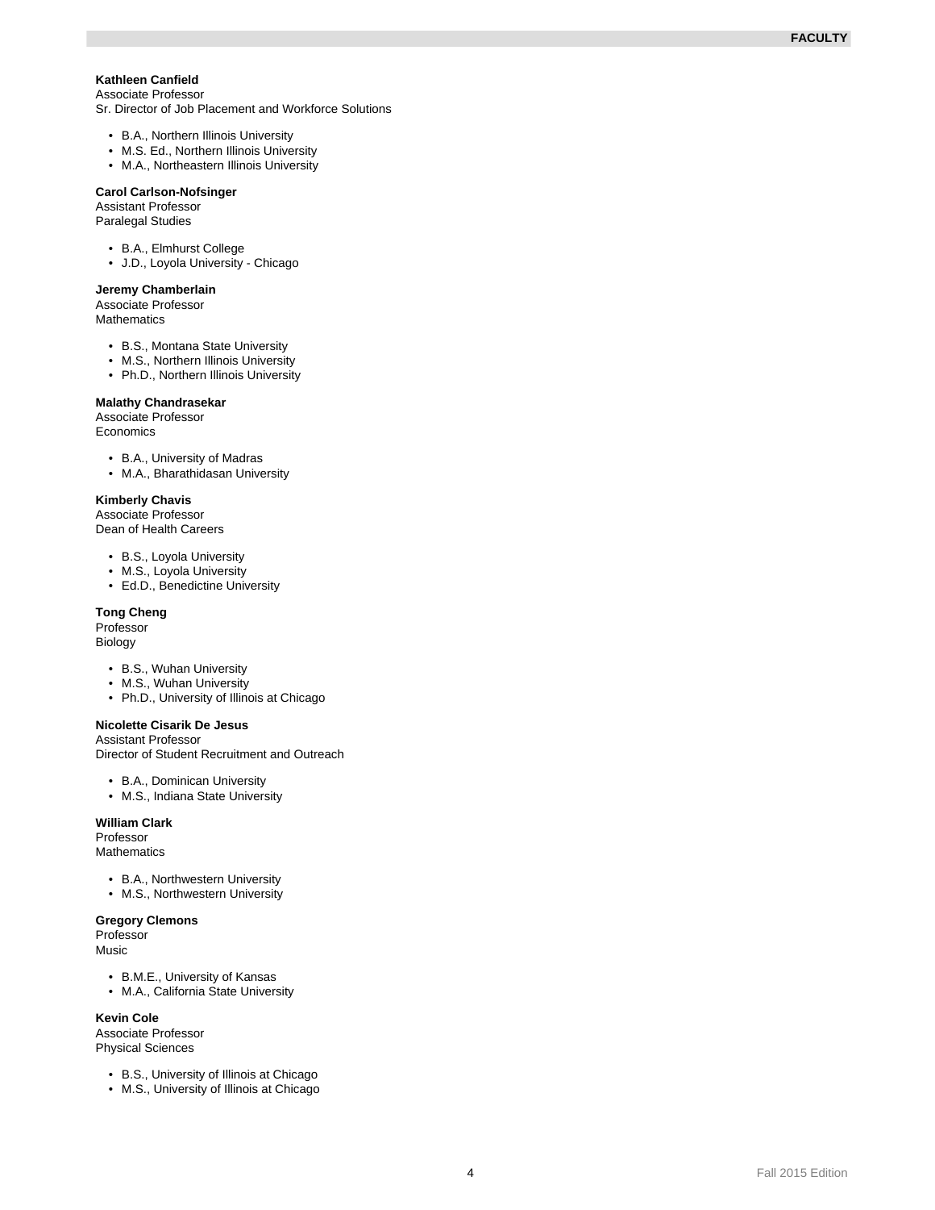**Kathleen Canfield**
Associate Professor
Sr. Director of Job Placement and Workforce Solutions

- B.A., Northern Illinois University
- M.S. Ed., Northern Illinois University
- M.A., Northeastern Illinois University

**Carol Carlson-Nofsinger**
Assistant Professor
Paralegal Studies

- B.A., Elmhurst College
- J.D., Loyola University - Chicago

**Jeremy Chamberlain**
Associate Professor
Mathematics

- B.S., Montana State University
- M.S., Northern Illinois University
- Ph.D., Northern Illinois University

**Malathy Chandrasekar**
Associate Professor
Economics

- B.A., University of Madras
- M.A., Bharathidasan University

**Kimberly Chavis**
Associate Professor
Dean of Health Careers

- B.S., Loyola University
- M.S., Loyola University
- Ed.D., Benedictine University

**Tong Cheng**
Professor
Biology

- B.S., Wuhan University
- M.S., Wuhan University
- Ph.D., University of Illinois at Chicago

**Nicolette Cisarik De Jesus**
Assistant Professor
Director of Student Recruitment and Outreach

- B.A., Dominican University
- M.S., Indiana State University

**William Clark**
Professor
Mathematics

- B.A., Northwestern University
- M.S., Northwestern University

**Gregory Clemons**
Professor
Music

- B.M.E., University of Kansas
- M.A., California State University

**Kevin Cole**
Associate Professor
Physical Sciences

- B.S., University of Illinois at Chicago
- M.S., University of Illinois at Chicago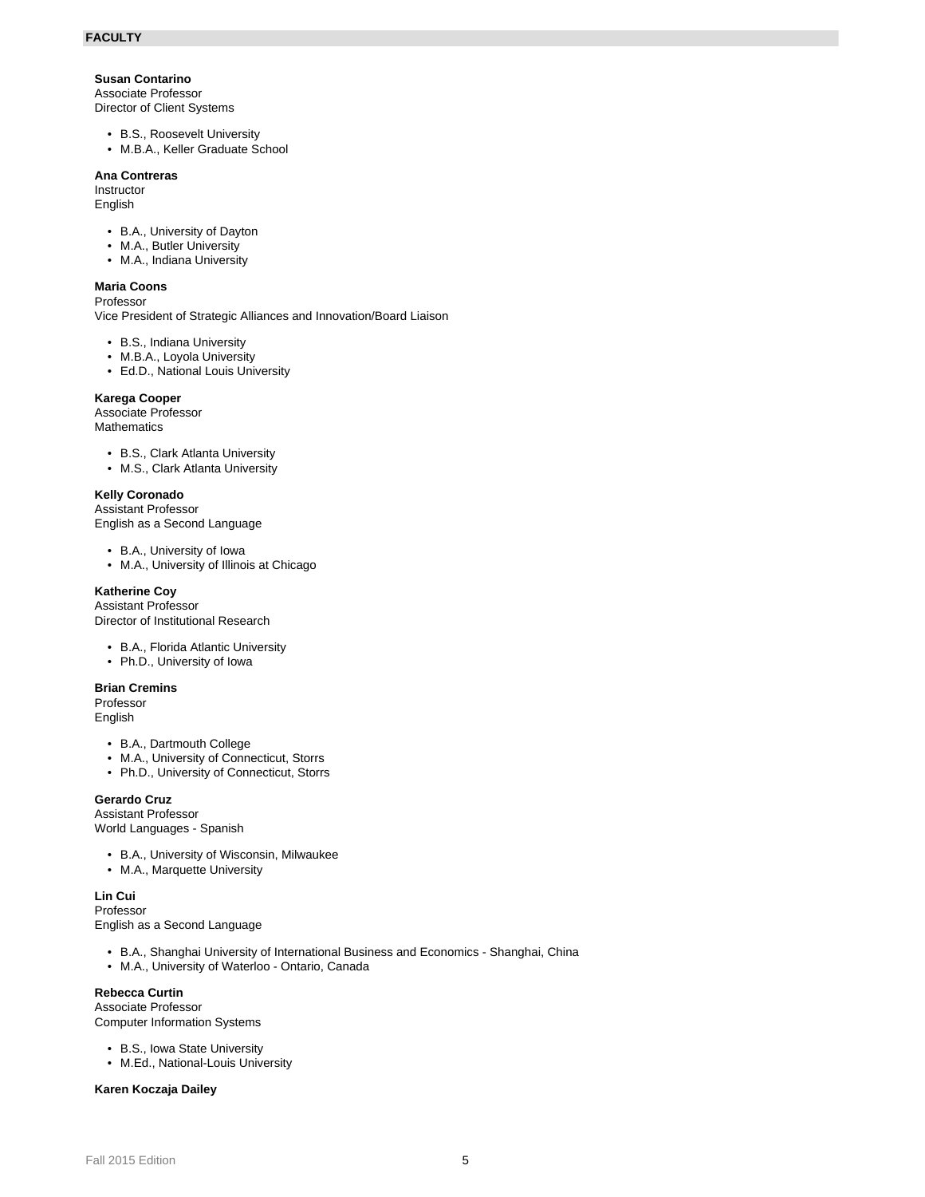## FACULTY

**Susan Contarino**
Associate Professor
Director of Client Systems

- B.S., Roosevelt University
- M.B.A., Keller Graduate School

**Ana Contreras**
Instructor
English

- B.A., University of Dayton
- M.A., Butler University
- M.A., Indiana University

**Maria Coons**
Professor
Vice President of Strategic Alliances and Innovation/Board Liaison

- B.S., Indiana University
- M.B.A., Loyola University
- Ed.D., National Louis University

**Karega Cooper**
Associate Professor
Mathematics

- B.S., Clark Atlanta University
- M.S., Clark Atlanta University

**Kelly Coronado**
Assistant Professor
English as a Second Language

- B.A., University of Iowa
- M.A., University of Illinois at Chicago

**Katherine Coy**
Assistant Professor
Director of Institutional Research

- B.A., Florida Atlantic University
- Ph.D., University of Iowa

**Brian Cremins**
Professor
English

- B.A., Dartmouth College
- M.A., University of Connecticut, Storrs
- Ph.D., University of Connecticut, Storrs

**Gerardo Cruz**
Assistant Professor
World Languages - Spanish

- B.A., University of Wisconsin, Milwaukee
- M.A., Marquette University

**Lin Cui**
Professor
English as a Second Language

- B.A., Shanghai University of International Business and Economics - Shanghai, China
- M.A., University of Waterloo - Ontario, Canada

**Rebecca Curtin**
Associate Professor
Computer Information Systems

- B.S., Iowa State University
- M.Ed., National-Louis University

**Karen Koczaja Dailey**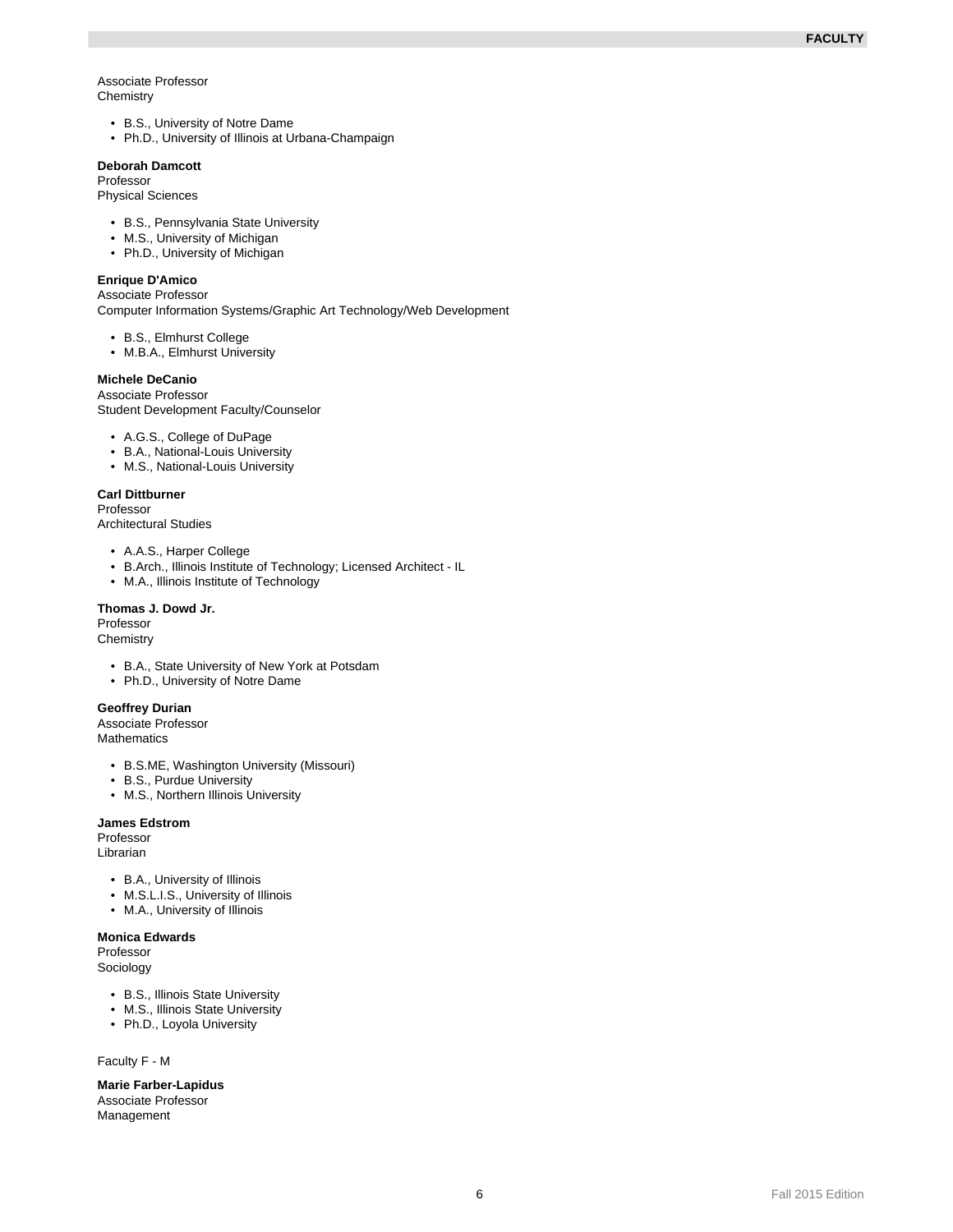Associate Professor
Chemistry

- B.S., University of Notre Dame
- Ph.D., University of Illinois at Urbana-Champaign

**Deborah Damcott**
Professor
Physical Sciences

- B.S., Pennsylvania State University
- M.S., University of Michigan
- Ph.D., University of Michigan

**Enrique D'Amico**
Associate Professor
Computer Information Systems/Graphic Art Technology/Web Development

- B.S., Elmhurst College
- M.B.A., Elmhurst University

**Michele DeCanio**
Associate Professor
Student Development Faculty/Counselor

- A.G.S., College of DuPage
- B.A., National-Louis University
- M.S., National-Louis University

**Carl Dittburner**
Professor
Architectural Studies

- A.A.S., Harper College
- B.Arch., Illinois Institute of Technology; Licensed Architect - IL
- M.A., Illinois Institute of Technology

**Thomas J. Dowd Jr.**
Professor
Chemistry

- B.A., State University of New York at Potsdam
- Ph.D., University of Notre Dame

**Geoffrey Durian**
Associate Professor
Mathematics

- B.S.ME, Washington University (Missouri)
- B.S., Purdue University
- M.S., Northern Illinois University

**James Edstrom**
Professor
Librarian

- B.A., University of Illinois
- M.S.L.I.S., University of Illinois
- M.A., University of Illinois

**Monica Edwards**
Professor
Sociology

- B.S., Illinois State University
- M.S., Illinois State University
- Ph.D., Loyola University

Faculty F - M

**Marie Farber-Lapidus**
Associate Professor
Management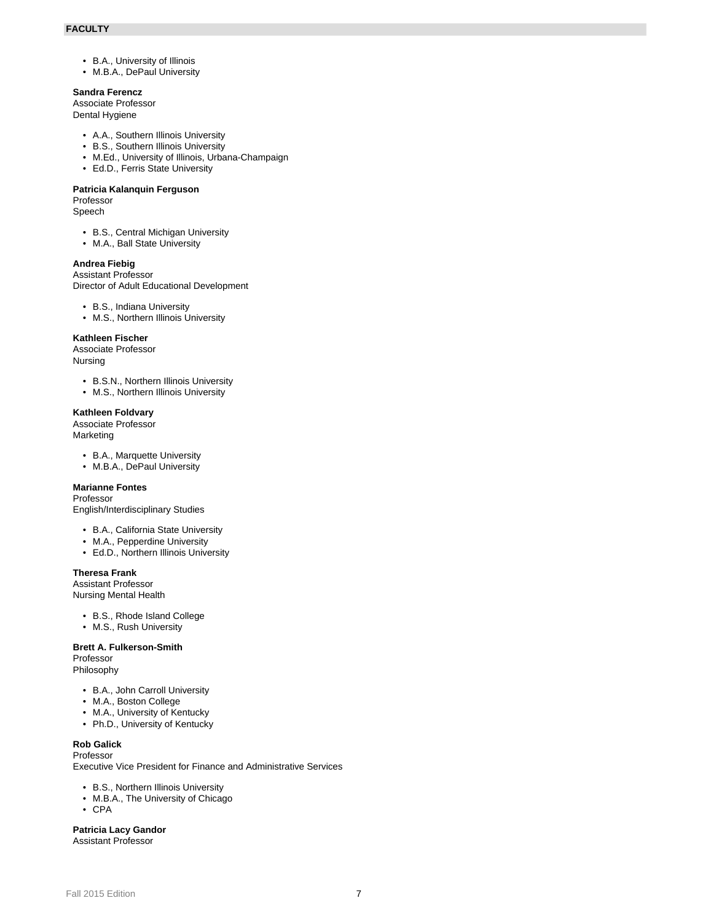- B.A., University of Illinois
- M.B.A., DePaul University

**Sandra Ferencz**
Associate Professor
Dental Hygiene

- A.A., Southern Illinois University
- B.S., Southern Illinois University
- M.Ed., University of Illinois, Urbana-Champaign
- Ed.D., Ferris State University

**Patricia Kalanquin Ferguson**
Professor
Speech

- B.S., Central Michigan University
- M.A., Ball State University

**Andrea Fiebig**
Assistant Professor
Director of Adult Educational Development

- B.S., Indiana University
- M.S., Northern Illinois University

**Kathleen Fischer**
Associate Professor
Nursing

- B.S.N., Northern Illinois University
- M.S., Northern Illinois University

**Kathleen Foldvary**
Associate Professor
Marketing

- B.A., Marquette University
- M.B.A., DePaul University

**Marianne Fontes**
Professor
English/Interdisciplinary Studies

- B.A., California State University
- M.A., Pepperdine University
- Ed.D., Northern Illinois University

**Theresa Frank**
Assistant Professor
Nursing Mental Health

- B.S., Rhode Island College
- M.S., Rush University

**Brett A. Fulkerson-Smith**
Professor
Philosophy

- B.A., John Carroll University
- M.A., Boston College
- M.A., University of Kentucky
- Ph.D., University of Kentucky

**Rob Galick**
Professor
Executive Vice President for Finance and Administrative Services

- B.S., Northern Illinois University
- M.B.A., The University of Chicago
- CPA

**Patricia Lacy Gandor**
Assistant Professor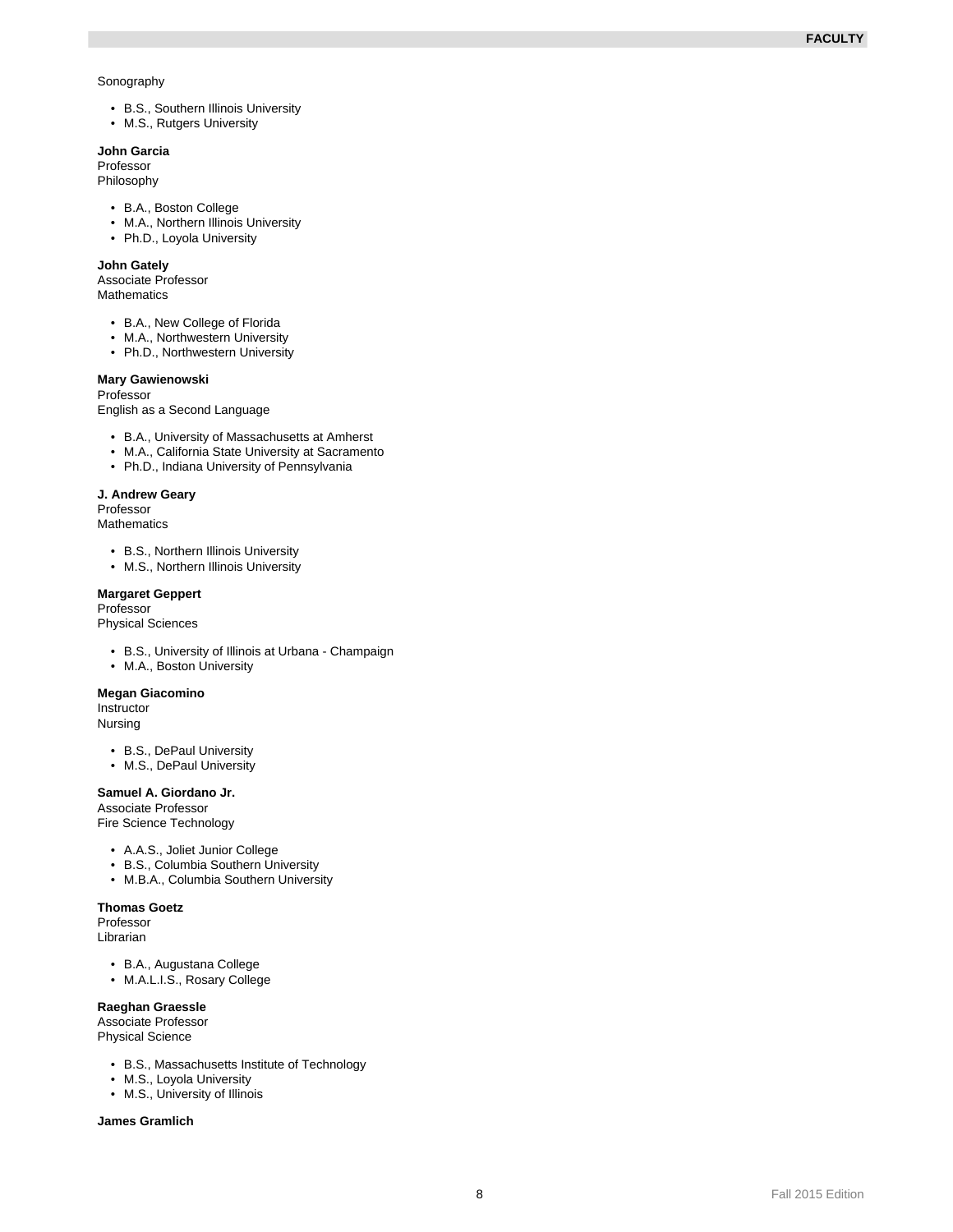Sonography

- B.S., Southern Illinois University
- M.S., Rutgers University

**John Garcia**
Professor
Philosophy

- B.A., Boston College
- M.A., Northern Illinois University
- Ph.D., Loyola University

**John Gately**
Associate Professor
Mathematics

- B.A., New College of Florida
- M.A., Northwestern University
- Ph.D., Northwestern University

**Mary Gawienowski**
Professor
English as a Second Language

- B.A., University of Massachusetts at Amherst
- M.A., California State University at Sacramento
- Ph.D., Indiana University of Pennsylvania

**J. Andrew Geary**
Professor
Mathematics

- B.S., Northern Illinois University
- M.S., Northern Illinois University

**Margaret Geppert**
Professor
Physical Sciences

- B.S., University of Illinois at Urbana - Champaign
- M.A., Boston University

**Megan Giacomino**
Instructor
Nursing

- B.S., DePaul University
- M.S., DePaul University

**Samuel A. Giordano Jr.**
Associate Professor
Fire Science Technology

- A.A.S., Joliet Junior College
- B.S., Columbia Southern University
- M.B.A., Columbia Southern University

**Thomas Goetz**
Professor
Librarian

- B.A., Augustana College
- M.A.L.I.S., Rosary College

**Raeghan Graessle**
Associate Professor
Physical Science

- B.S., Massachusetts Institute of Technology
- M.S., Loyola University
- M.S., University of Illinois

**James Gramlich**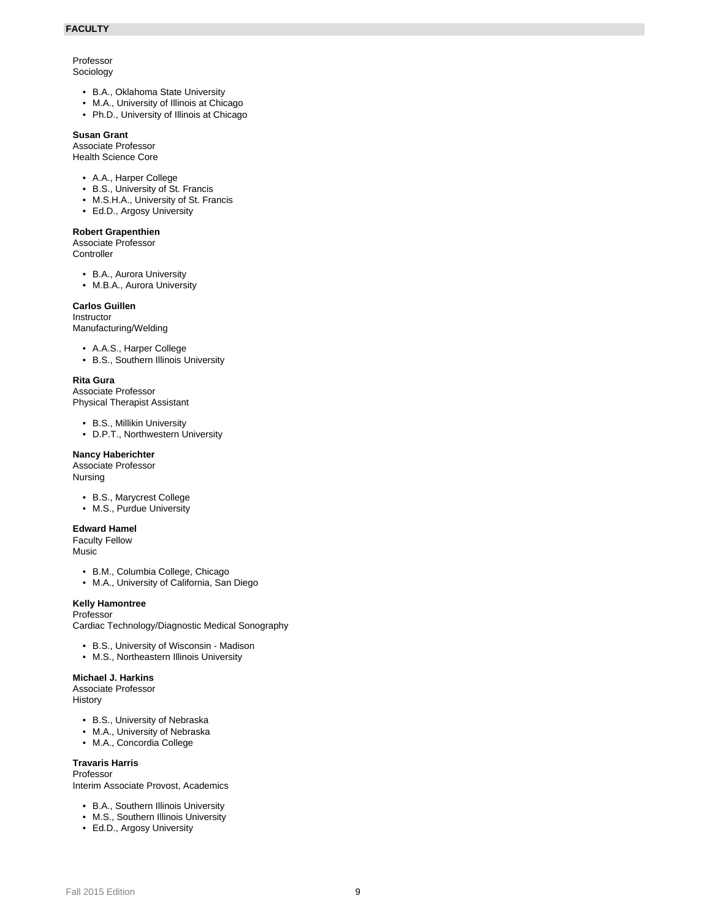## FACULTY

Professor
Sociology

- B.A., Oklahoma State University
- M.A., University of Illinois at Chicago
- Ph.D., University of Illinois at Chicago

**Susan Grant**
Associate Professor
Health Science Core

- A.A., Harper College
- B.S., University of St. Francis
- M.S.H.A., University of St. Francis
- Ed.D., Argosy University

**Robert Grapenthien**
Associate Professor
Controller

- B.A., Aurora University
- M.B.A., Aurora University

**Carlos Guillen**
Instructor
Manufacturing/Welding

- A.A.S., Harper College
- B.S., Southern Illinois University

**Rita Gura**
Associate Professor
Physical Therapist Assistant

- B.S., Millikin University
- D.P.T., Northwestern University

**Nancy Haberichter**
Associate Professor
Nursing

- B.S., Marycrest College
- M.S., Purdue University

**Edward Hamel**
Faculty Fellow
Music

- B.M., Columbia College, Chicago
- M.A., University of California, San Diego

**Kelly Hamontree**
Professor
Cardiac Technology/Diagnostic Medical Sonography

- B.S., University of Wisconsin - Madison
- M.S., Northeastern Illinois University

**Michael J. Harkins**
Associate Professor
History

- B.S., University of Nebraska
- M.A., University of Nebraska
- M.A., Concordia College

**Travaris Harris**
Professor
Interim Associate Provost, Academics

- B.A., Southern Illinois University
- M.S., Southern Illinois University
- Ed.D., Argosy University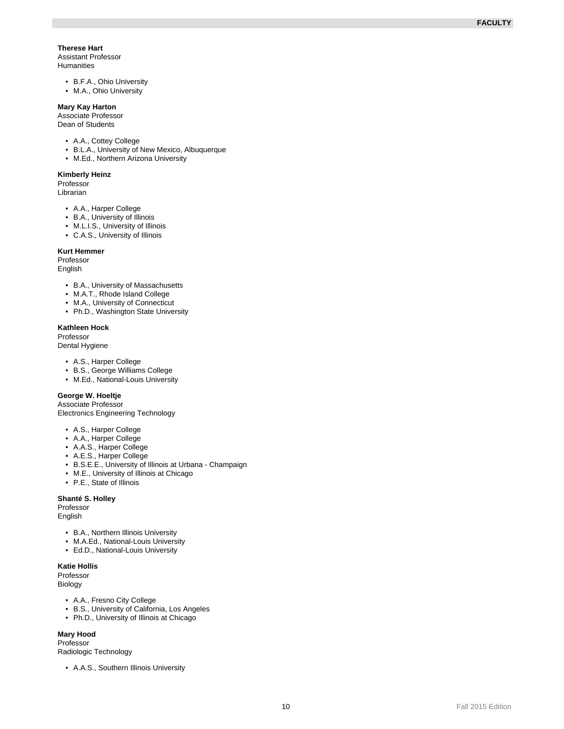**Therese Hart**
Assistant Professor
Humanities

- B.F.A., Ohio University
- M.A., Ohio University

**Mary Kay Harton**
Associate Professor
Dean of Students

- A.A., Cottey College
- B.L.A., University of New Mexico, Albuquerque
- M.Ed., Northern Arizona University

**Kimberly Heinz**
Professor
Librarian

- A.A., Harper College
- B.A., University of Illinois
- M.L.I.S., University of Illinois
- C.A.S., University of Illinois

**Kurt Hemmer**
Professor
English

- B.A., University of Massachusetts
- M.A.T., Rhode Island College
- M.A., University of Connecticut
- Ph.D., Washington State University

**Kathleen Hock**
Professor
Dental Hygiene

- A.S., Harper College
- B.S., George Williams College
- M.Ed., National-Louis University

**George W. Hoeltje**
Associate Professor
Electronics Engineering Technology

- A.S., Harper College
- A.A., Harper College
- A.A.S., Harper College
- A.E.S., Harper College
- B.S.E.E., University of Illinois at Urbana - Champaign
- M.E., University of Illinois at Chicago
- P.E., State of Illinois

**Shanté S. Holley**
Professor
English

- B.A., Northern Illinois University
- M.A.Ed., National-Louis University
- Ed.D., National-Louis University

**Katie Hollis**
Professor
Biology

- A.A., Fresno City College
- B.S., University of California, Los Angeles
- Ph.D., University of Illinois at Chicago

**Mary Hood**
Professor
Radiologic Technology

- A.A.S., Southern Illinois University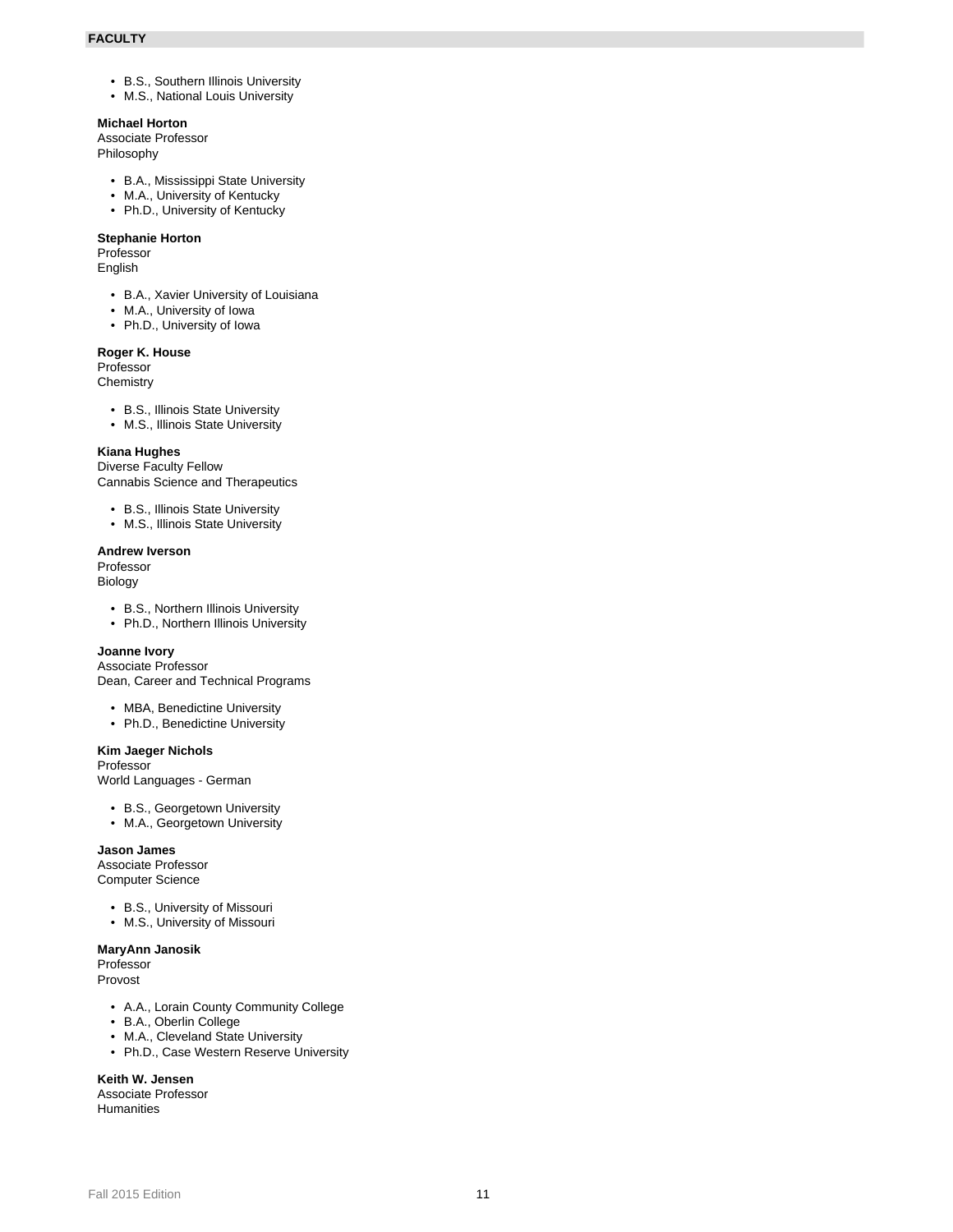- B.S., Southern Illinois University
- M.S., National Louis University

**Michael Horton**
Associate Professor
Philosophy

- B.A., Mississippi State University
- M.A., University of Kentucky
- Ph.D., University of Kentucky

**Stephanie Horton**
Professor
English

- B.A., Xavier University of Louisiana
- M.A., University of Iowa
- Ph.D., University of Iowa

**Roger K. House**
Professor
Chemistry

- B.S., Illinois State University
- M.S., Illinois State University

**Kiana Hughes**
Diverse Faculty Fellow
Cannabis Science and Therapeutics

- B.S., Illinois State University
- M.S., Illinois State University

**Andrew Iverson**
Professor
Biology

- B.S., Northern Illinois University
- Ph.D., Northern Illinois University

**Joanne Ivory**
Associate Professor
Dean, Career and Technical Programs

- MBA, Benedictine University
- Ph.D., Benedictine University

**Kim Jaeger Nichols**
Professor
World Languages - German

- B.S., Georgetown University
- M.A., Georgetown University

**Jason James**
Associate Professor
Computer Science

- B.S., University of Missouri
- M.S., University of Missouri

**MaryAnn Janosik**
Professor
Provost

- A.A., Lorain County Community College
- B.A., Oberlin College
- M.A., Cleveland State University
- Ph.D., Case Western Reserve University

**Keith W. Jensen**
Associate Professor
Humanities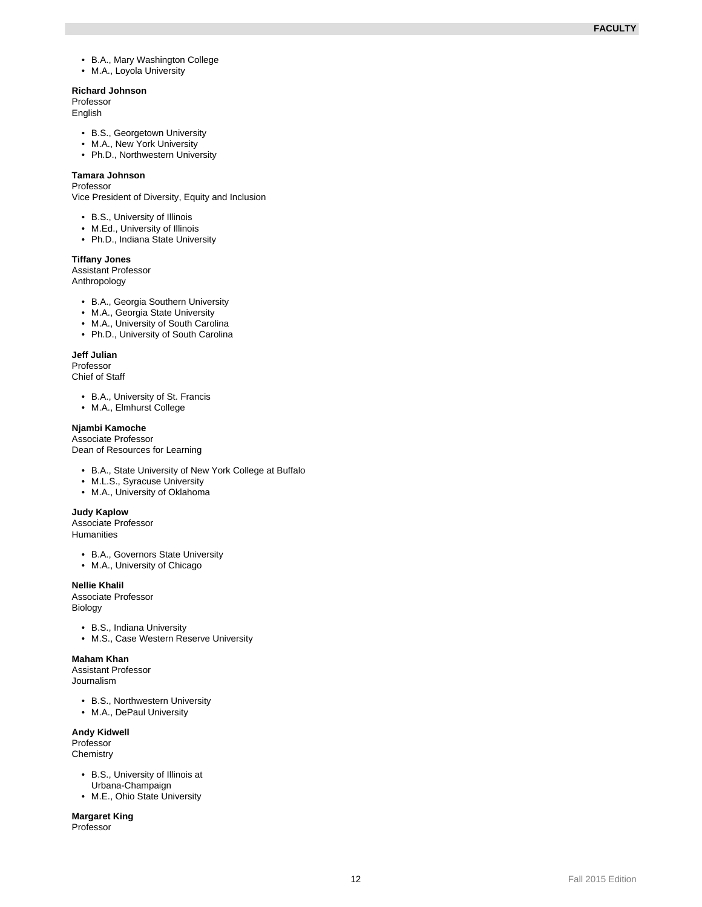- B.A., Mary Washington College
- M.A., Loyola University

**Richard Johnson**
Professor
English

- B.S., Georgetown University
- M.A., New York University
- Ph.D., Northwestern University

**Tamara Johnson**
Professor
Vice President of Diversity, Equity and Inclusion

- B.S., University of Illinois
- M.Ed., University of Illinois
- Ph.D., Indiana State University

**Tiffany Jones**
Assistant Professor
Anthropology

- B.A., Georgia Southern University
- M.A., Georgia State University
- M.A., University of South Carolina
- Ph.D., University of South Carolina

**Jeff Julian**
Professor
Chief of Staff

- B.A., University of St. Francis
- M.A., Elmhurst College

**Njambi Kamoche**
Associate Professor
Dean of Resources for Learning

- B.A., State University of New York College at Buffalo
- M.L.S., Syracuse University
- M.A., University of Oklahoma

**Judy Kaplow**
Associate Professor
Humanities

- B.A., Governors State University
- M.A., University of Chicago

**Nellie Khalil**
Associate Professor
Biology

- B.S., Indiana University
- M.S., Case Western Reserve University

**Maham Khan**
Assistant Professor
Journalism

- B.S., Northwestern University
- M.A., DePaul University

**Andy Kidwell**
Professor
Chemistry

- B.S., University of Illinois at Urbana-Champaign
- M.E., Ohio State University

**Margaret King**
Professor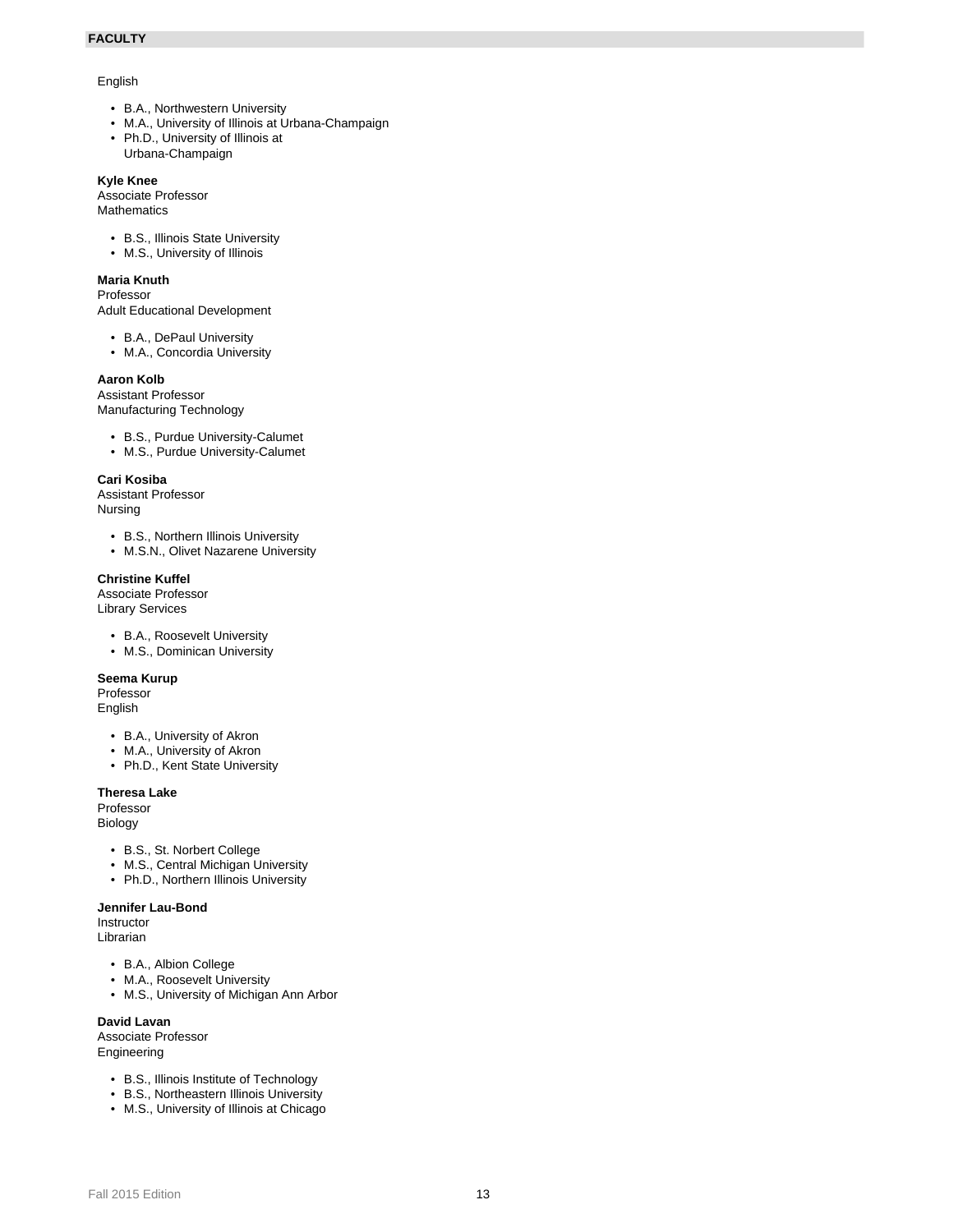English

- B.A., Northwestern University
- M.A., University of Illinois at Urbana-Champaign
- Ph.D., University of Illinois at Urbana-Champaign

**Kyle Knee**
Associate Professor
Mathematics

- B.S., Illinois State University
- M.S., University of Illinois

**Maria Knuth**
Professor
Adult Educational Development

- B.A., DePaul University
- M.A., Concordia University

**Aaron Kolb**
Assistant Professor
Manufacturing Technology

- B.S., Purdue University-Calumet
- M.S., Purdue University-Calumet

**Cari Kosiba**
Assistant Professor
Nursing

- B.S., Northern Illinois University
- M.S.N., Olivet Nazarene University

**Christine Kuffel**
Associate Professor
Library Services

- B.A., Roosevelt University
- M.S., Dominican University

**Seema Kurup**
Professor
English

- B.A., University of Akron
- M.A., University of Akron
- Ph.D., Kent State University

**Theresa Lake**
Professor
Biology

- B.S., St. Norbert College
- M.S., Central Michigan University
- Ph.D., Northern Illinois University

**Jennifer Lau-Bond**
Instructor
Librarian

- B.A., Albion College
- M.A., Roosevelt University
- M.S., University of Michigan Ann Arbor

**David Lavan**
Associate Professor
Engineering

- B.S., Illinois Institute of Technology
- B.S., Northeastern Illinois University
- M.S., University of Illinois at Chicago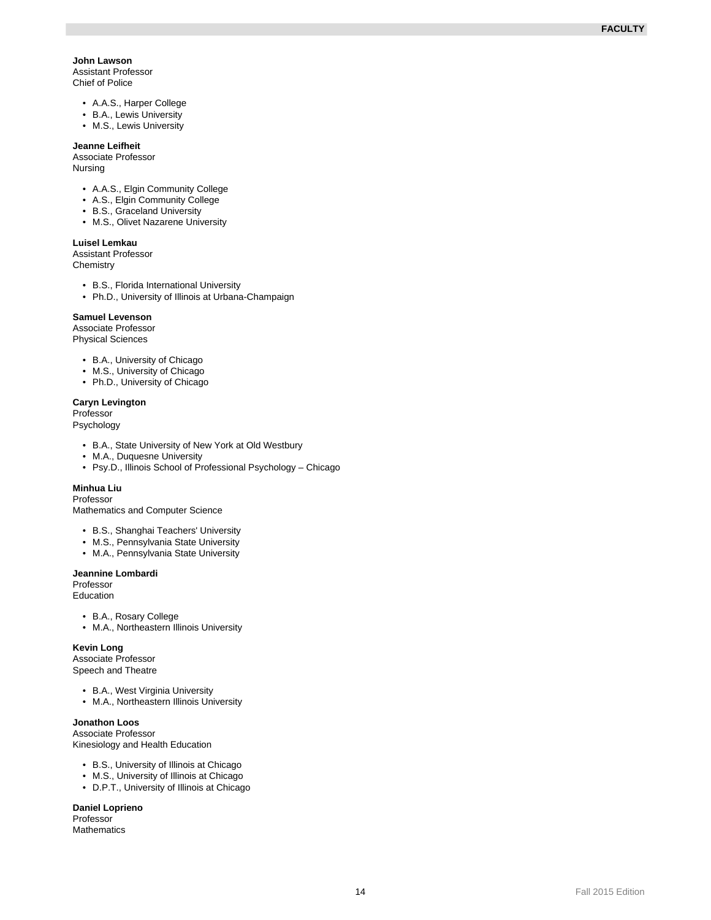**John Lawson**
Assistant Professor
Chief of Police

- A.A.S., Harper College
- B.A., Lewis University
- M.S., Lewis University

**Jeanne Leifheit**
Associate Professor
Nursing

- A.A.S., Elgin Community College
- A.S., Elgin Community College
- B.S., Graceland University
- M.S., Olivet Nazarene University

**Luisel Lemkau**
Assistant Professor
Chemistry

- B.S., Florida International University
- Ph.D., University of Illinois at Urbana-Champaign

**Samuel Levenson**
Associate Professor
Physical Sciences

- B.A., University of Chicago
- M.S., University of Chicago
- Ph.D., University of Chicago

**Caryn Levington**
Professor
Psychology

- B.A., State University of New York at Old Westbury
- M.A., Duquesne University
- Psy.D., Illinois School of Professional Psychology – Chicago

**Minhua Liu**
Professor
Mathematics and Computer Science

- B.S., Shanghai Teachers' University
- M.S., Pennsylvania State University
- M.A., Pennsylvania State University

**Jeannine Lombardi**
Professor
Education

- B.A., Rosary College
- M.A., Northeastern Illinois University

**Kevin Long**
Associate Professor
Speech and Theatre

- B.A., West Virginia University
- M.A., Northeastern Illinois University

**Jonathon Loos**
Associate Professor
Kinesiology and Health Education

- B.S., University of Illinois at Chicago
- M.S., University of Illinois at Chicago
- D.P.T., University of Illinois at Chicago

**Daniel Loprieno**
Professor
Mathematics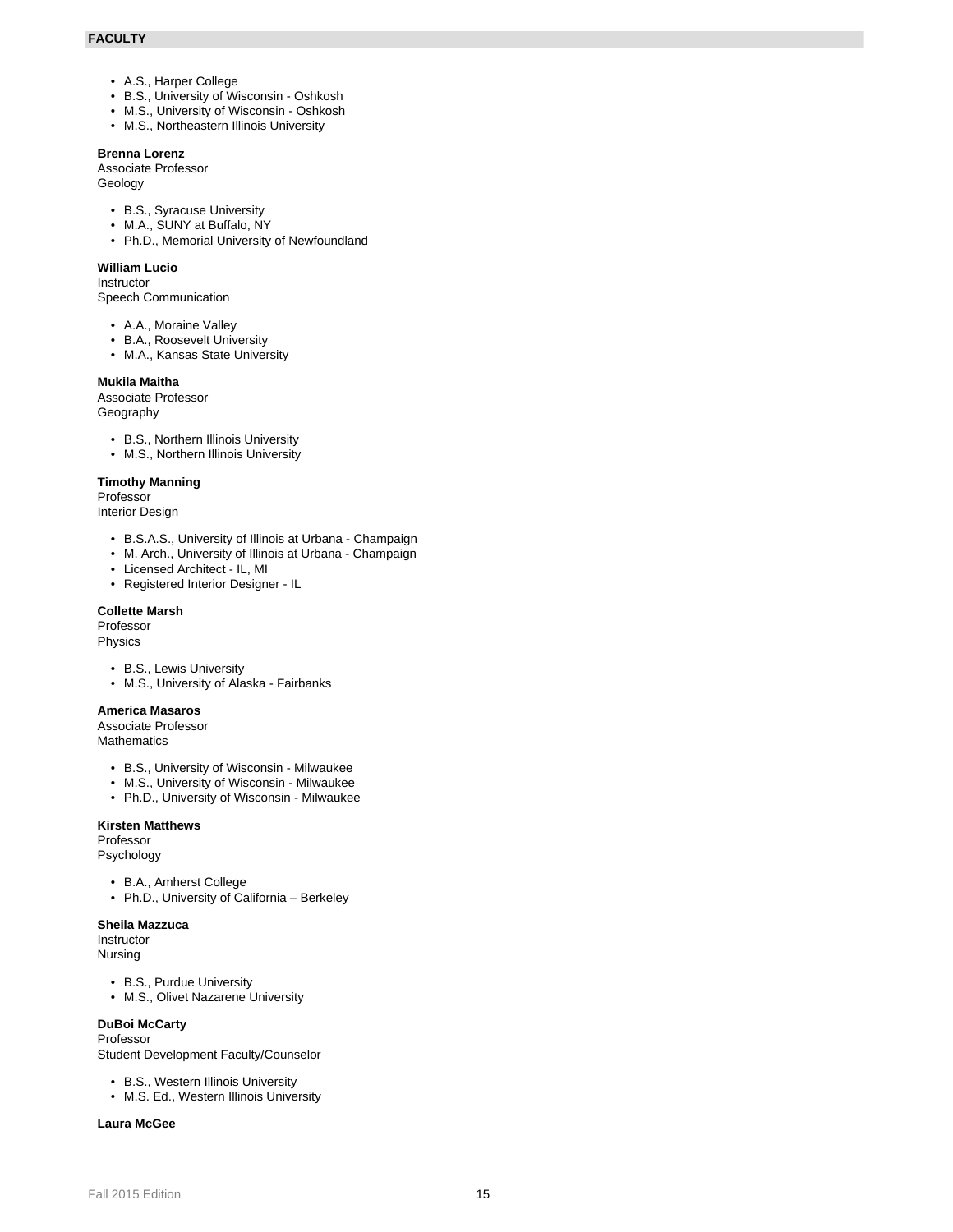- A.S., Harper College
- B.S., University of Wisconsin - Oshkosh
- M.S., University of Wisconsin - Oshkosh
- M.S., Northeastern Illinois University

**Brenna Lorenz**
Associate Professor
Geology

- B.S., Syracuse University
- M.A., SUNY at Buffalo, NY
- Ph.D., Memorial University of Newfoundland

**William Lucio**
Instructor
Speech Communication

- A.A., Moraine Valley
- B.A., Roosevelt University
- M.A., Kansas State University

**Mukila Maitha**
Associate Professor
Geography

- B.S., Northern Illinois University
- M.S., Northern Illinois University

**Timothy Manning**
Professor
Interior Design

- B.S.A.S., University of Illinois at Urbana - Champaign
- M. Arch., University of Illinois at Urbana - Champaign
- Licensed Architect - IL, MI
- Registered Interior Designer - IL

**Collette Marsh**
Professor
Physics

- B.S., Lewis University
- M.S., University of Alaska - Fairbanks

**America Masaros**
Associate Professor
Mathematics

- B.S., University of Wisconsin - Milwaukee
- M.S., University of Wisconsin - Milwaukee
- Ph.D., University of Wisconsin - Milwaukee

**Kirsten Matthews**
Professor
Psychology

- B.A., Amherst College
- Ph.D., University of California – Berkeley

**Sheila Mazzuca**
Instructor
Nursing

- B.S., Purdue University
- M.S., Olivet Nazarene University

**DuBoi McCarty**
Professor
Student Development Faculty/Counselor

- B.S., Western Illinois University
- M.S. Ed., Western Illinois University

**Laura McGee**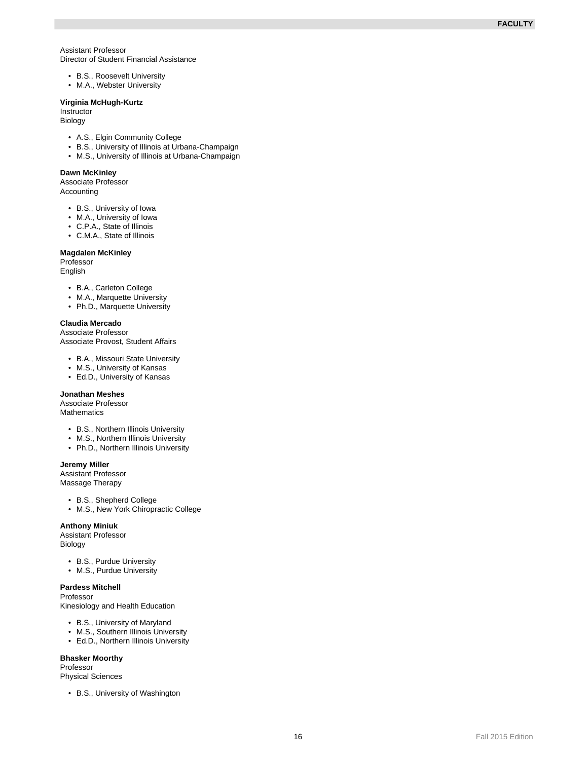Assistant Professor
Director of Student Financial Assistance

- B.S., Roosevelt University
- M.A., Webster University

**Virginia McHugh-Kurtz**
Instructor
Biology

- A.S., Elgin Community College
- B.S., University of Illinois at Urbana-Champaign
- M.S., University of Illinois at Urbana-Champaign

**Dawn McKinley**
Associate Professor
Accounting

- B.S., University of Iowa
- M.A., University of Iowa
- C.P.A., State of Illinois
- C.M.A., State of Illinois

**Magdalen McKinley**
Professor
English

- B.A., Carleton College
- M.A., Marquette University
- Ph.D., Marquette University

**Claudia Mercado**
Associate Professor
Associate Provost, Student Affairs

- B.A., Missouri State University
- M.S., University of Kansas
- Ed.D., University of Kansas

**Jonathan Meshes**
Associate Professor
Mathematics

- B.S., Northern Illinois University
- M.S., Northern Illinois University
- Ph.D., Northern Illinois University

**Jeremy Miller**
Assistant Professor
Massage Therapy

- B.S., Shepherd College
- M.S., New York Chiropractic College

**Anthony Miniuk**
Assistant Professor
Biology

- B.S., Purdue University
- M.S., Purdue University

**Pardess Mitchell**
Professor
Kinesiology and Health Education

- B.S., University of Maryland
- M.S., Southern Illinois University
- Ed.D., Northern Illinois University

**Bhasker Moorthy**
Professor
Physical Sciences

- B.S., University of Washington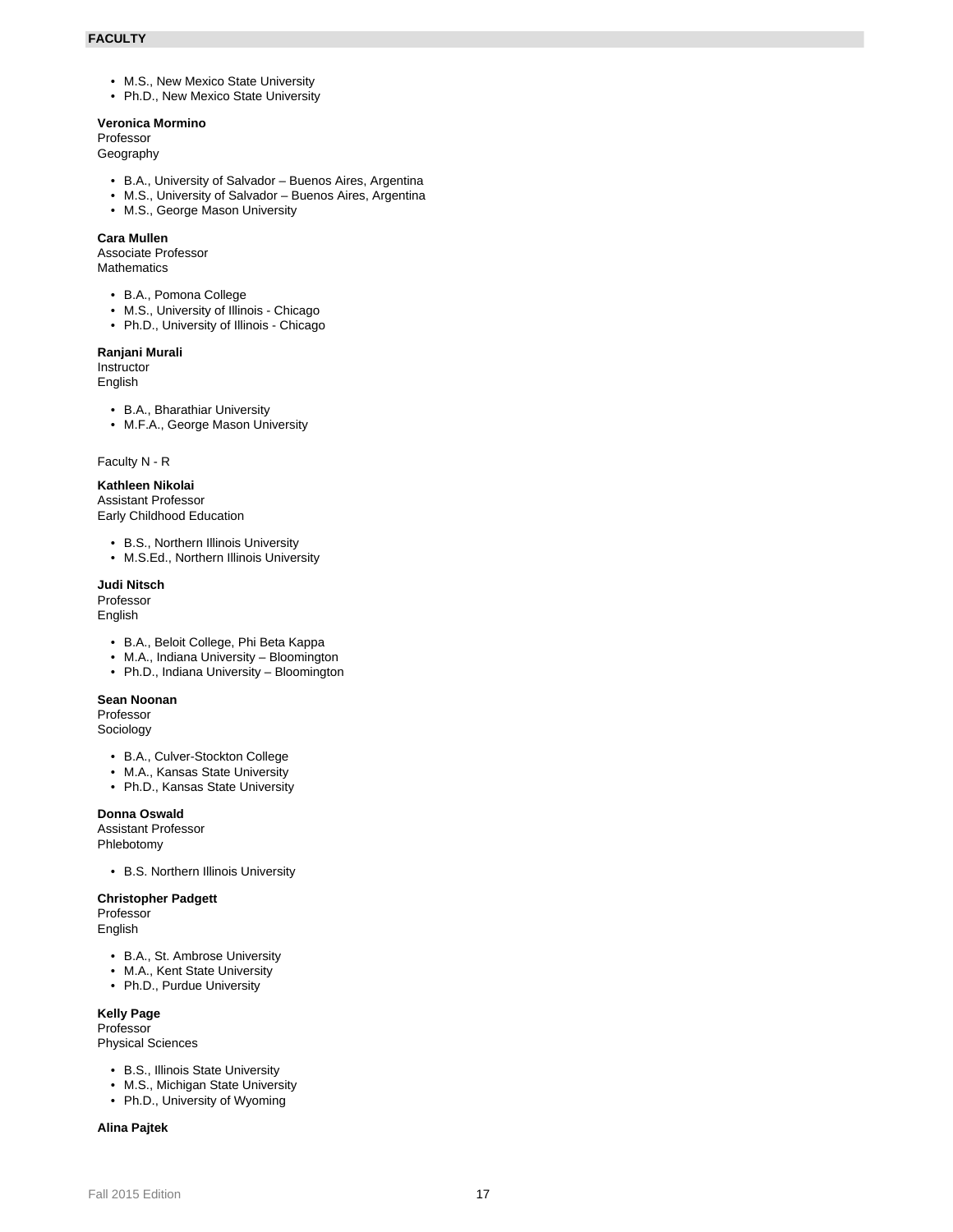- M.S., New Mexico State University
- Ph.D., New Mexico State University

**Veronica Mormino**
Professor
Geography

- B.A., University of Salvador – Buenos Aires, Argentina
- M.S., University of Salvador – Buenos Aires, Argentina
- M.S., George Mason University

**Cara Mullen**
Associate Professor
Mathematics

- B.A., Pomona College
- M.S., University of Illinois - Chicago
- Ph.D., University of Illinois - Chicago

**Ranjani Murali**
Instructor
English

- B.A., Bharathiar University
- M.F.A., George Mason University

Faculty N - R

**Kathleen Nikolai**
Assistant Professor
Early Childhood Education

- B.S., Northern Illinois University
- M.S.Ed., Northern Illinois University

**Judi Nitsch**
Professor
English

- B.A., Beloit College, Phi Beta Kappa
- M.A., Indiana University – Bloomington
- Ph.D., Indiana University – Bloomington

**Sean Noonan**
Professor
Sociology

- B.A., Culver-Stockton College
- M.A., Kansas State University
- Ph.D., Kansas State University

**Donna Oswald**
Assistant Professor
Phlebotomy

- B.S. Northern Illinois University

**Christopher Padgett**
Professor
English

- B.A., St. Ambrose University
- M.A., Kent State University
- Ph.D., Purdue University

**Kelly Page**
Professor
Physical Sciences

- B.S., Illinois State University
- M.S., Michigan State University
- Ph.D., University of Wyoming

**Alina Pajtek**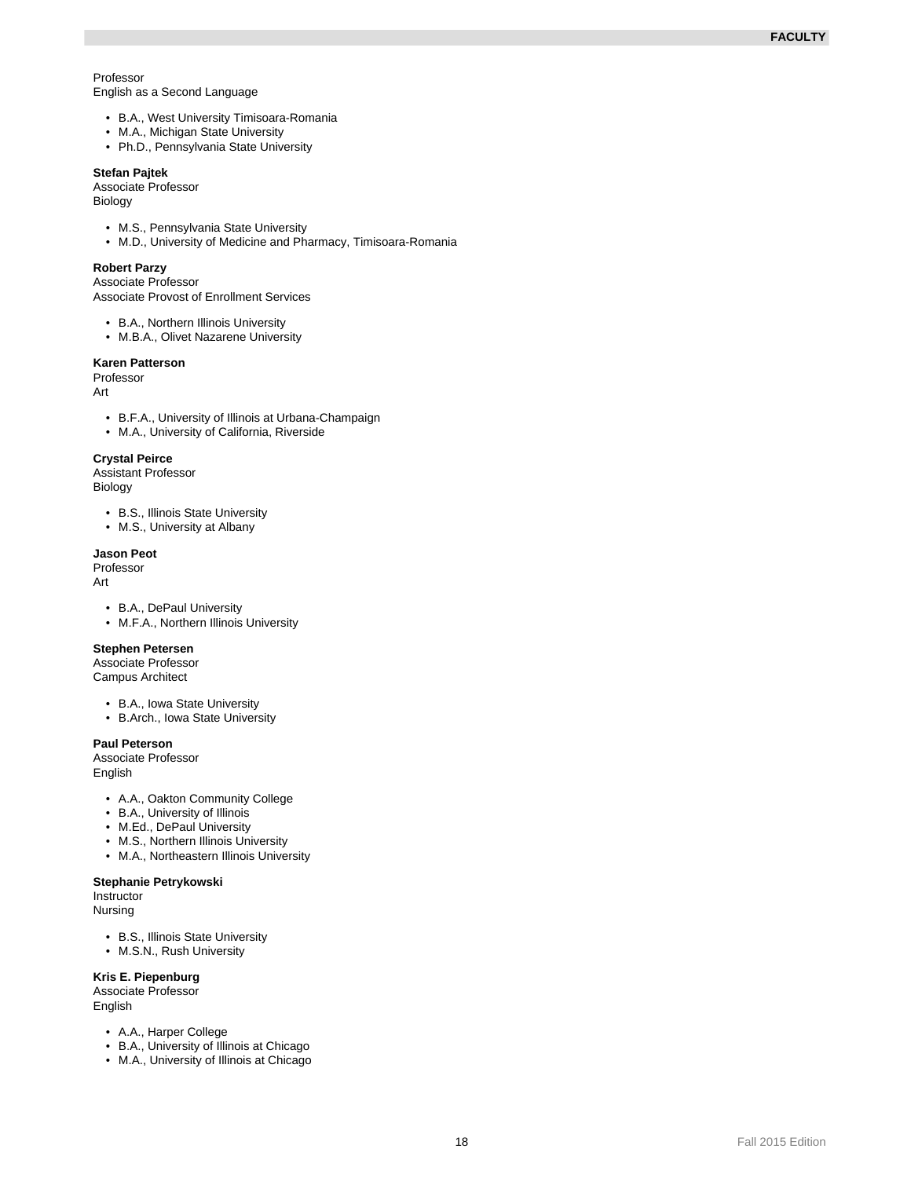Professor
English as a Second Language

- B.A., West University Timisoara-Romania
- M.A., Michigan State University
- Ph.D., Pennsylvania State University

**Stefan Pajtek**
Associate Professor
Biology

- M.S., Pennsylvania State University
- M.D., University of Medicine and Pharmacy, Timisoara-Romania

**Robert Parzy**
Associate Professor
Associate Provost of Enrollment Services

- B.A., Northern Illinois University
- M.B.A., Olivet Nazarene University

**Karen Patterson**
Professor
Art

- B.F.A., University of Illinois at Urbana-Champaign
- M.A., University of California, Riverside

**Crystal Peirce**
Assistant Professor
Biology

- B.S., Illinois State University
- M.S., University at Albany

**Jason Peot**
Professor
Art

- B.A., DePaul University
- M.F.A., Northern Illinois University

**Stephen Petersen**
Associate Professor
Campus Architect

- B.A., Iowa State University
- B.Arch., Iowa State University

**Paul Peterson**
Associate Professor
English

- A.A., Oakton Community College
- B.A., University of Illinois
- M.Ed., DePaul University
- M.S., Northern Illinois University
- M.A., Northeastern Illinois University

**Stephanie Petrykowski**
Instructor
Nursing

- B.S., Illinois State University
- M.S.N., Rush University

**Kris E. Piepenburg**
Associate Professor
English

- A.A., Harper College
- B.A., University of Illinois at Chicago
- M.A., University of Illinois at Chicago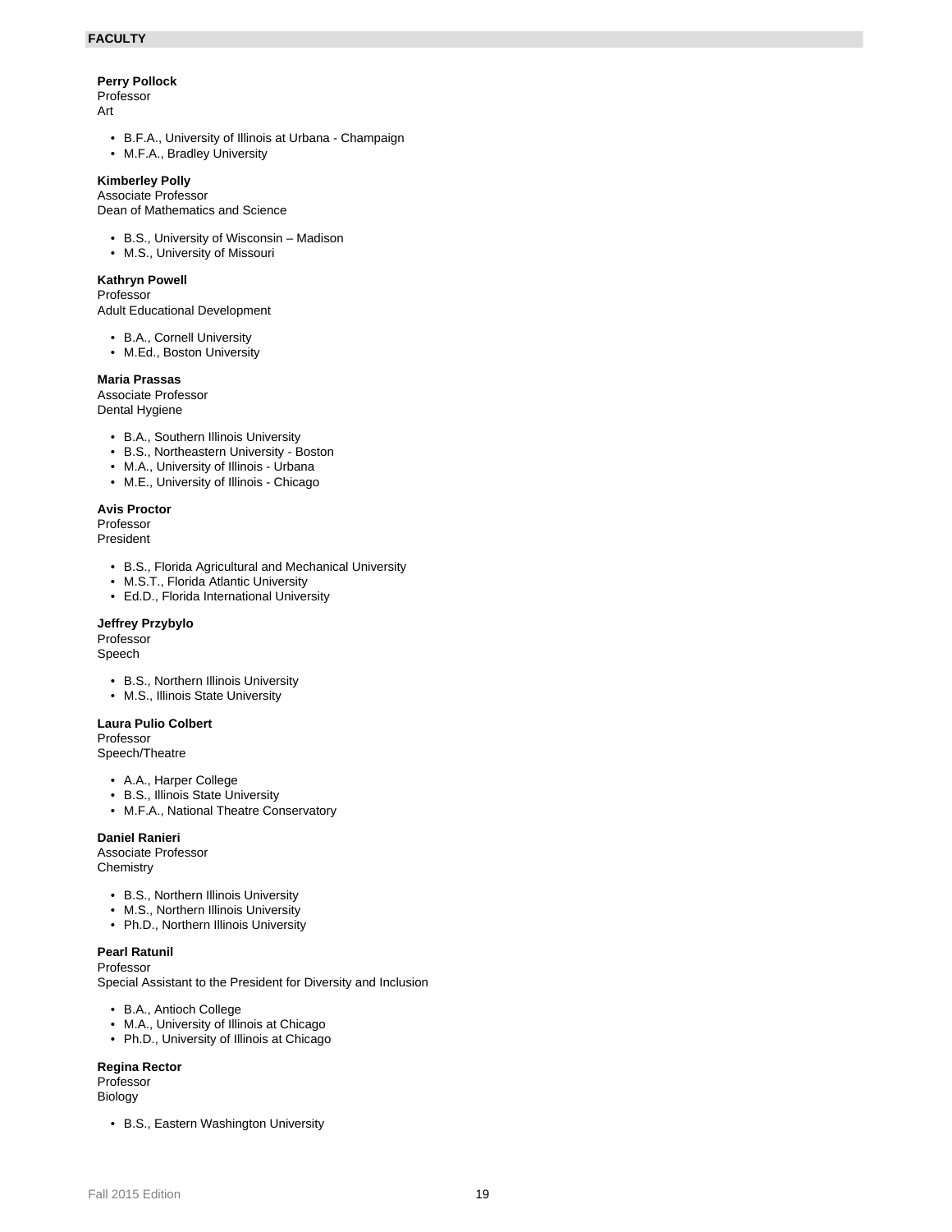FACULTY

**Perry Pollock**
Professor
Art

- B.F.A., University of Illinois at Urbana - Champaign
- M.F.A., Bradley University

**Kimberley Polly**
Associate Professor
Dean of Mathematics and Science

- B.S., University of Wisconsin – Madison
- M.S., University of Missouri

**Kathryn Powell**
Professor
Adult Educational Development

- B.A., Cornell University
- M.Ed., Boston University

**Maria Prassas**
Associate Professor
Dental Hygiene

- B.A., Southern Illinois University
- B.S., Northeastern University - Boston
- M.A., University of Illinois - Urbana
- M.E., University of Illinois - Chicago

**Avis Proctor**
Professor
President

- B.S., Florida Agricultural and Mechanical University
- M.S.T., Florida Atlantic University
- Ed.D., Florida International University

**Jeffrey Przybylo**
Professor
Speech

- B.S., Northern Illinois University
- M.S., Illinois State University

**Laura Pulio Colbert**
Professor
Speech/Theatre

- A.A., Harper College
- B.S., Illinois State University
- M.F.A., National Theatre Conservatory

**Daniel Ranieri**
Associate Professor
Chemistry

- B.S., Northern Illinois University
- M.S., Northern Illinois University
- Ph.D., Northern Illinois University

**Pearl Ratunil**
Professor
Special Assistant to the President for Diversity and Inclusion

- B.A., Antioch College
- M.A., University of Illinois at Chicago
- Ph.D., University of Illinois at Chicago

**Regina Rector**
Professor
Biology

- B.S., Eastern Washington University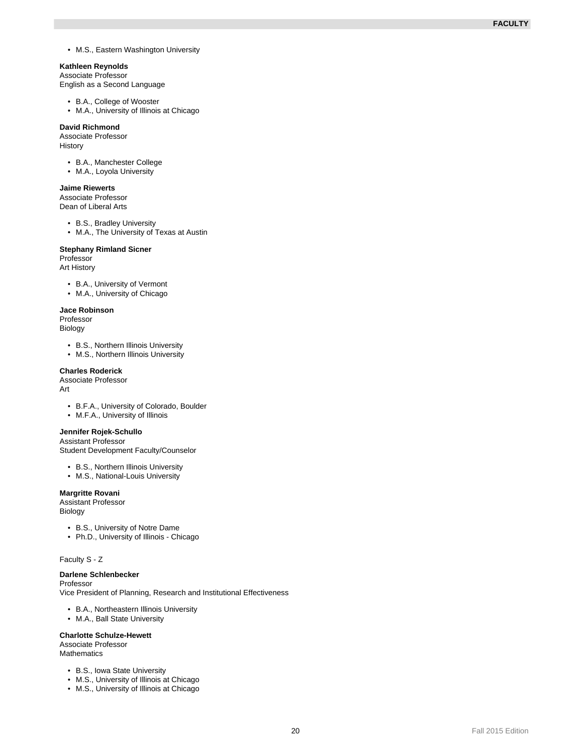- M.S., Eastern Washington University

**Kathleen Reynolds**
Associate Professor
English as a Second Language

- B.A., College of Wooster
- M.A., University of Illinois at Chicago

**David Richmond**
Associate Professor
History

- B.A., Manchester College
- M.A., Loyola University

**Jaime Riewerts**
Associate Professor
Dean of Liberal Arts

- B.S., Bradley University
- M.A., The University of Texas at Austin

**Stephany Rimland Sicner**
Professor
Art History

- B.A., University of Vermont
- M.A., University of Chicago

**Jace Robinson**
Professor
Biology

- B.S., Northern Illinois University
- M.S., Northern Illinois University

**Charles Roderick**
Associate Professor
Art

- B.F.A., University of Colorado, Boulder
- M.F.A., University of Illinois

**Jennifer Rojek-Schullo**
Assistant Professor
Student Development Faculty/Counselor

- B.S., Northern Illinois University
- M.S., National-Louis University

**Margritte Rovani**
Assistant Professor
Biology

- B.S., University of Notre Dame
- Ph.D., University of Illinois - Chicago

Faculty S - Z

**Darlene Schlenbecker**
Professor
Vice President of Planning, Research and Institutional Effectiveness

- B.A., Northeastern Illinois University
- M.A., Ball State University

**Charlotte Schulze-Hewett**
Associate Professor
Mathematics

- B.S., Iowa State University
- M.S., University of Illinois at Chicago
- M.S., University of Illinois at Chicago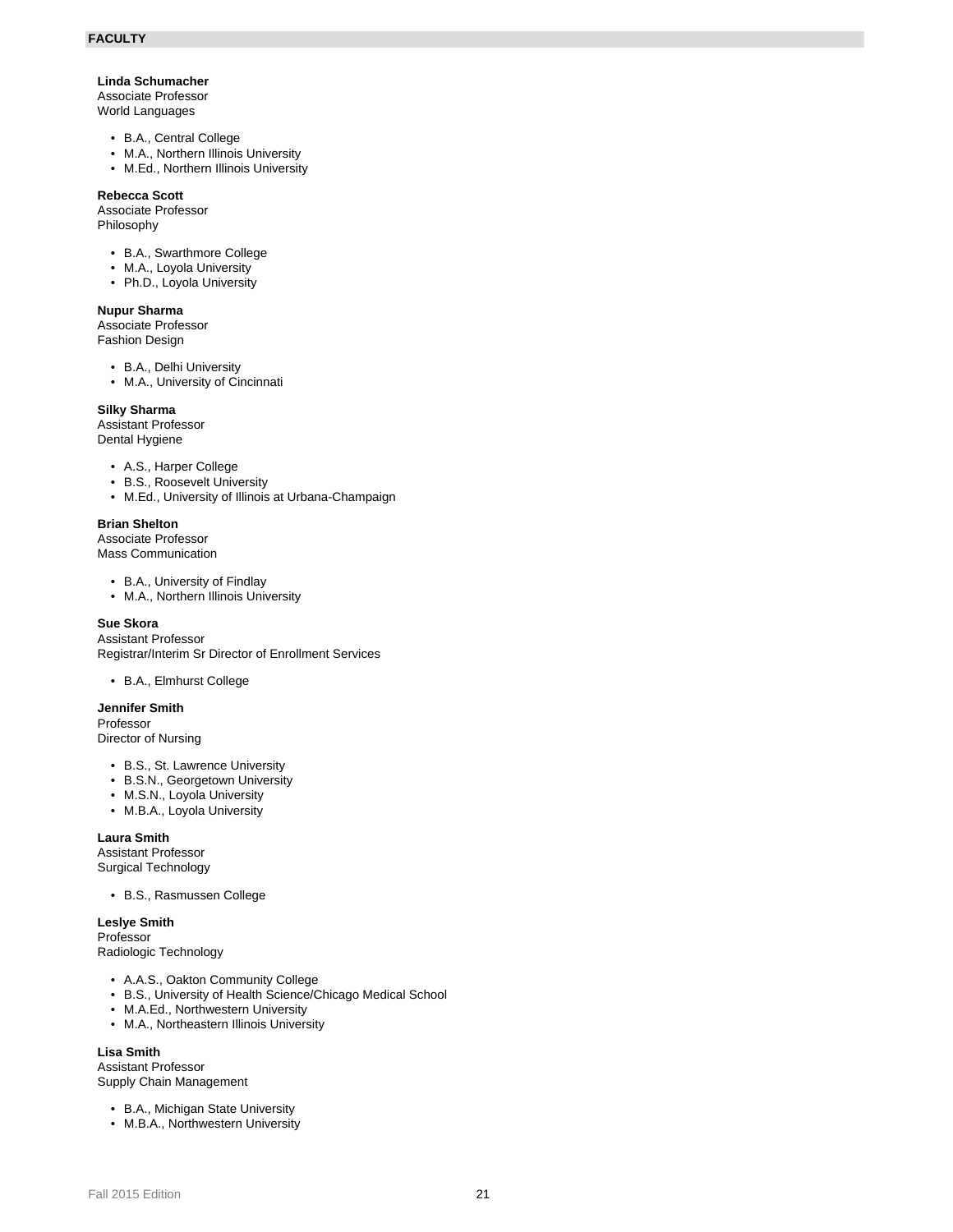## FACULTY

**Linda Schumacher**
Associate Professor
World Languages

- B.A., Central College
- M.A., Northern Illinois University
- M.Ed., Northern Illinois University

**Rebecca Scott**
Associate Professor
Philosophy

- B.A., Swarthmore College
- M.A., Loyola University
- Ph.D., Loyola University

**Nupur Sharma**
Associate Professor
Fashion Design

- B.A., Delhi University
- M.A., University of Cincinnati

**Silky Sharma**
Assistant Professor
Dental Hygiene

- A.S., Harper College
- B.S., Roosevelt University
- M.Ed., University of Illinois at Urbana-Champaign

**Brian Shelton**
Associate Professor
Mass Communication

- B.A., University of Findlay
- M.A., Northern Illinois University

**Sue Skora**
Assistant Professor
Registrar/Interim Sr Director of Enrollment Services

- B.A., Elmhurst College

**Jennifer Smith**
Professor
Director of Nursing

- B.S., St. Lawrence University
- B.S.N., Georgetown University
- M.S.N., Loyola University
- M.B.A., Loyola University

**Laura Smith**
Assistant Professor
Surgical Technology

- B.S., Rasmussen College

**Leslye Smith**
Professor
Radiologic Technology

- A.A.S., Oakton Community College
- B.S., University of Health Science/Chicago Medical School
- M.A.Ed., Northwestern University
- M.A., Northeastern Illinois University

**Lisa Smith**
Assistant Professor
Supply Chain Management

- B.A., Michigan State University
- M.B.A., Northwestern University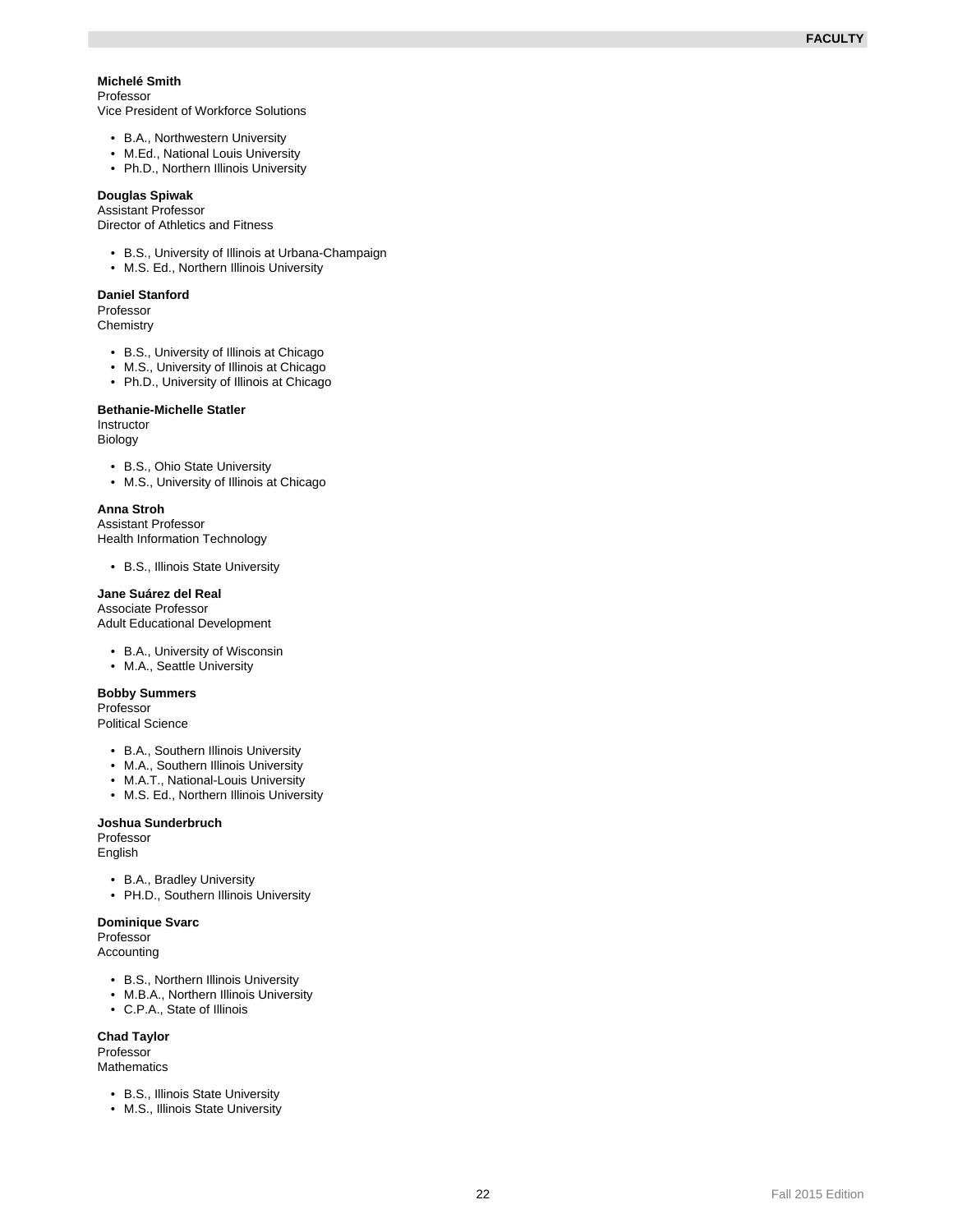**Michelé Smith**
Professor
Vice President of Workforce Solutions

- B.A., Northwestern University
- M.Ed., National Louis University
- Ph.D., Northern Illinois University

**Douglas Spiwak**
Assistant Professor
Director of Athletics and Fitness

- B.S., University of Illinois at Urbana-Champaign
- M.S. Ed., Northern Illinois University

**Daniel Stanford**
Professor
Chemistry

- B.S., University of Illinois at Chicago
- M.S., University of Illinois at Chicago
- Ph.D., University of Illinois at Chicago

**Bethanie-Michelle Statler**
Instructor
Biology

- B.S., Ohio State University
- M.S., University of Illinois at Chicago

**Anna Stroh**
Assistant Professor
Health Information Technology

- B.S., Illinois State University

**Jane Suárez del Real**
Associate Professor
Adult Educational Development

- B.A., University of Wisconsin
- M.A., Seattle University

**Bobby Summers**
Professor
Political Science

- B.A., Southern Illinois University
- M.A., Southern Illinois University
- M.A.T., National-Louis University
- M.S. Ed., Northern Illinois University

**Joshua Sunderbruch**
Professor
English

- B.A., Bradley University
- PH.D., Southern Illinois University

**Dominique Svarc**
Professor
Accounting

- B.S., Northern Illinois University
- M.B.A., Northern Illinois University
- C.P.A., State of Illinois

**Chad Taylor**
Professor
Mathematics

- B.S., Illinois State University
- M.S., Illinois State University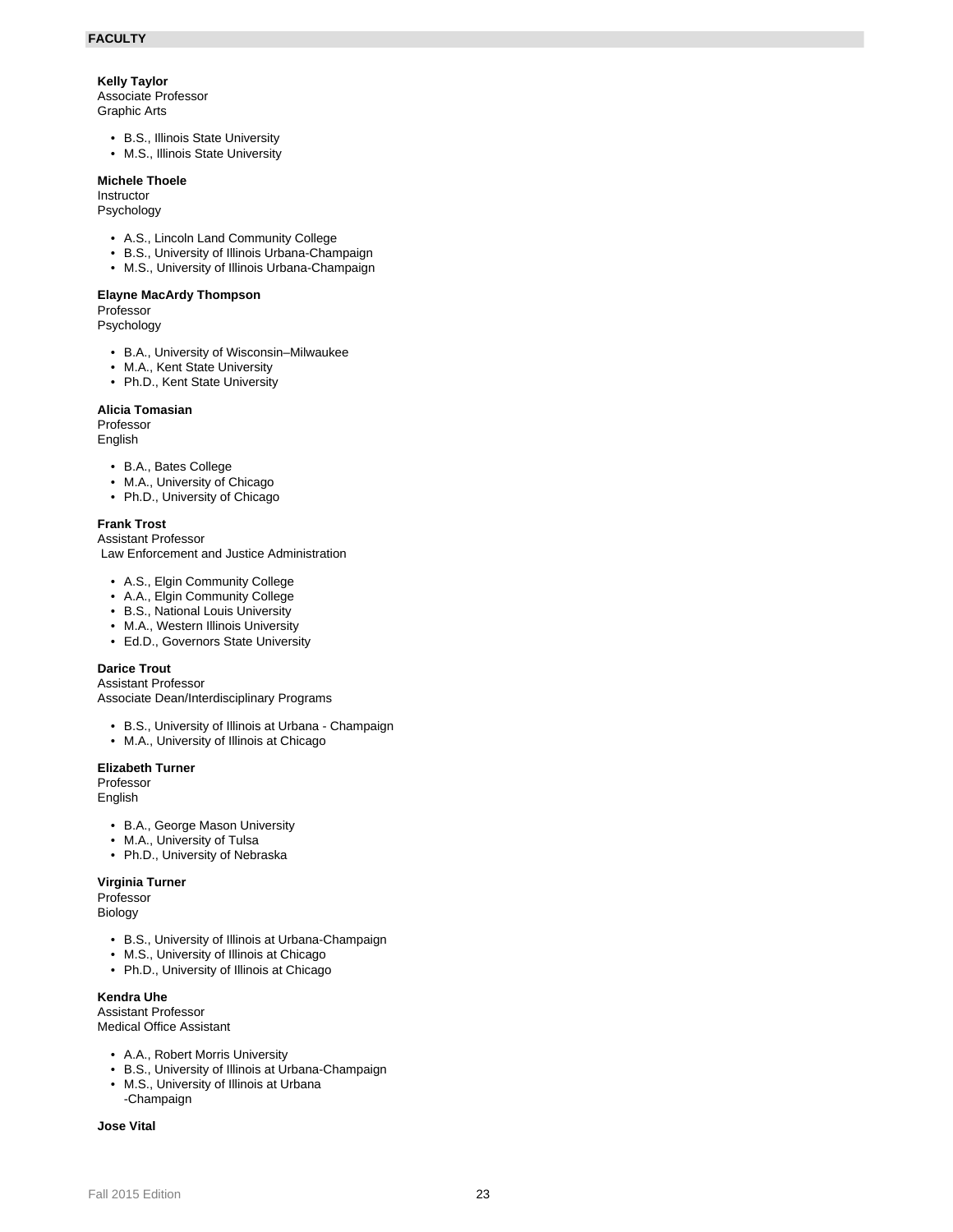## FACULTY

**Kelly Taylor**
Associate Professor
Graphic Arts

- B.S., Illinois State University
- M.S., Illinois State University

**Michele Thoele**
Instructor
Psychology

- A.S., Lincoln Land Community College
- B.S., University of Illinois Urbana-Champaign
- M.S., University of Illinois Urbana-Champaign

**Elayne MacArdy Thompson**
Professor
Psychology

- B.A., University of Wisconsin–Milwaukee
- M.A., Kent State University
- Ph.D., Kent State University

**Alicia Tomasian**
Professor
English

- B.A., Bates College
- M.A., University of Chicago
- Ph.D., University of Chicago

**Frank Trost**
Assistant Professor
Law Enforcement and Justice Administration

- A.S., Elgin Community College
- A.A., Elgin Community College
- B.S., National Louis University
- M.A., Western Illinois University
- Ed.D., Governors State University

**Darice Trout**
Assistant Professor
Associate Dean/Interdisciplinary Programs

- B.S., University of Illinois at Urbana - Champaign
- M.A., University of Illinois at Chicago

**Elizabeth Turner**
Professor
English

- B.A., George Mason University
- M.A., University of Tulsa
- Ph.D., University of Nebraska

**Virginia Turner**
Professor
Biology

- B.S., University of Illinois at Urbana-Champaign
- M.S., University of Illinois at Chicago
- Ph.D., University of Illinois at Chicago

**Kendra Uhe**
Assistant Professor
Medical Office Assistant

- A.A., Robert Morris University
- B.S., University of Illinois at Urbana-Champaign
- M.S., University of Illinois at Urbana -Champaign

**Jose Vital**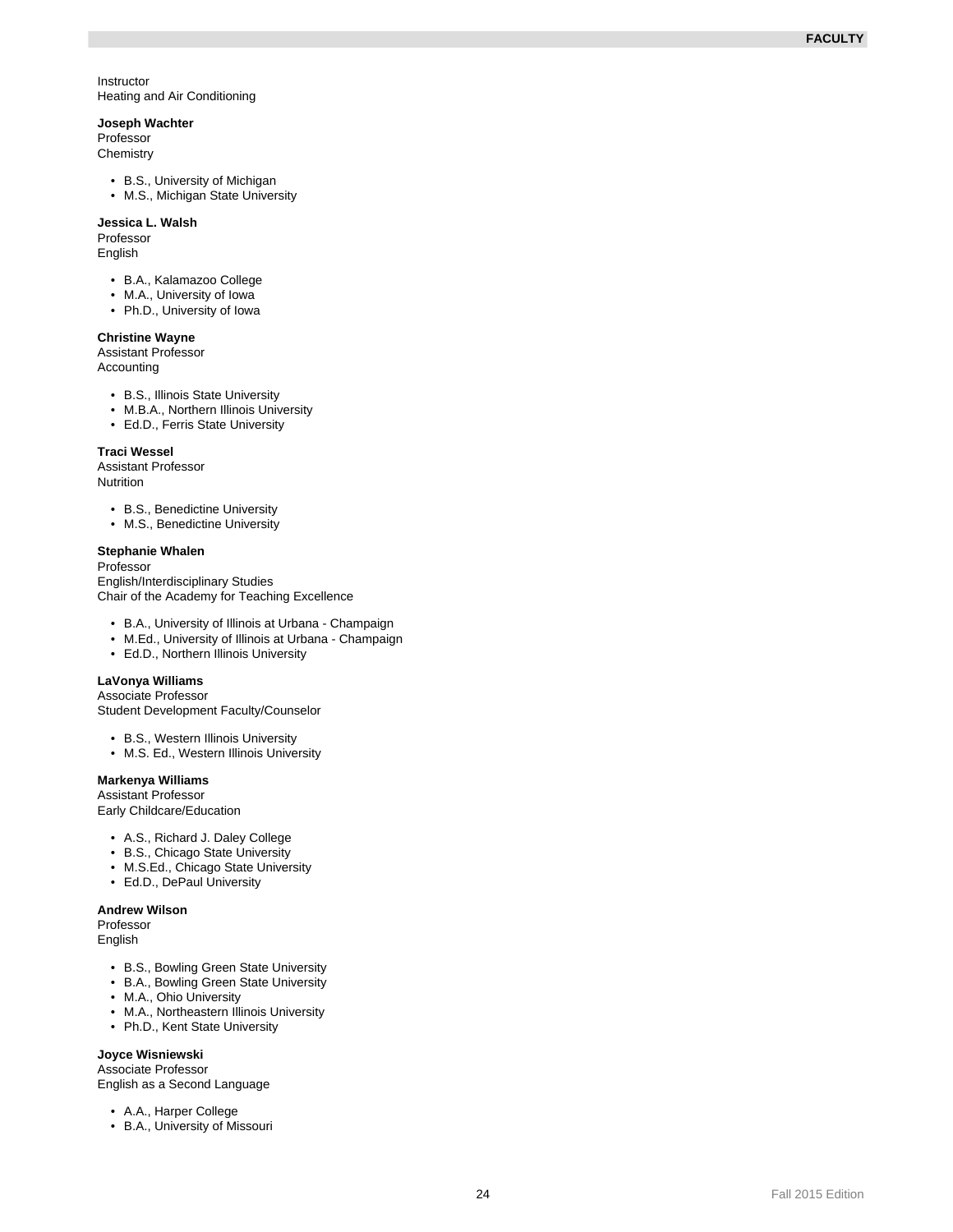Instructor
Heating and Air Conditioning

**Joseph Wachter**
Professor
Chemistry

- B.S., University of Michigan
- M.S., Michigan State University

**Jessica L. Walsh**
Professor
English

- B.A., Kalamazoo College
- M.A., University of Iowa
- Ph.D., University of Iowa

**Christine Wayne**
Assistant Professor
Accounting

- B.S., Illinois State University
- M.B.A., Northern Illinois University
- Ed.D., Ferris State University

**Traci Wessel**
Assistant Professor
Nutrition

- B.S., Benedictine University
- M.S., Benedictine University

**Stephanie Whalen**
Professor
English/Interdisciplinary Studies
Chair of the Academy for Teaching Excellence

- B.A., University of Illinois at Urbana - Champaign
- M.Ed., University of Illinois at Urbana - Champaign
- Ed.D., Northern Illinois University

**LaVonya Williams**
Associate Professor
Student Development Faculty/Counselor

- B.S., Western Illinois University
- M.S. Ed., Western Illinois University

**Markenya Williams**
Assistant Professor
Early Childcare/Education

- A.S., Richard J. Daley College
- B.S., Chicago State University
- M.S.Ed., Chicago State University
- Ed.D., DePaul University

**Andrew Wilson**
Professor
English

- B.S., Bowling Green State University
- B.A., Bowling Green State University
- M.A., Ohio University
- M.A., Northeastern Illinois University
- Ph.D., Kent State University

**Joyce Wisniewski**
Associate Professor
English as a Second Language

- A.A., Harper College
- B.A., University of Missouri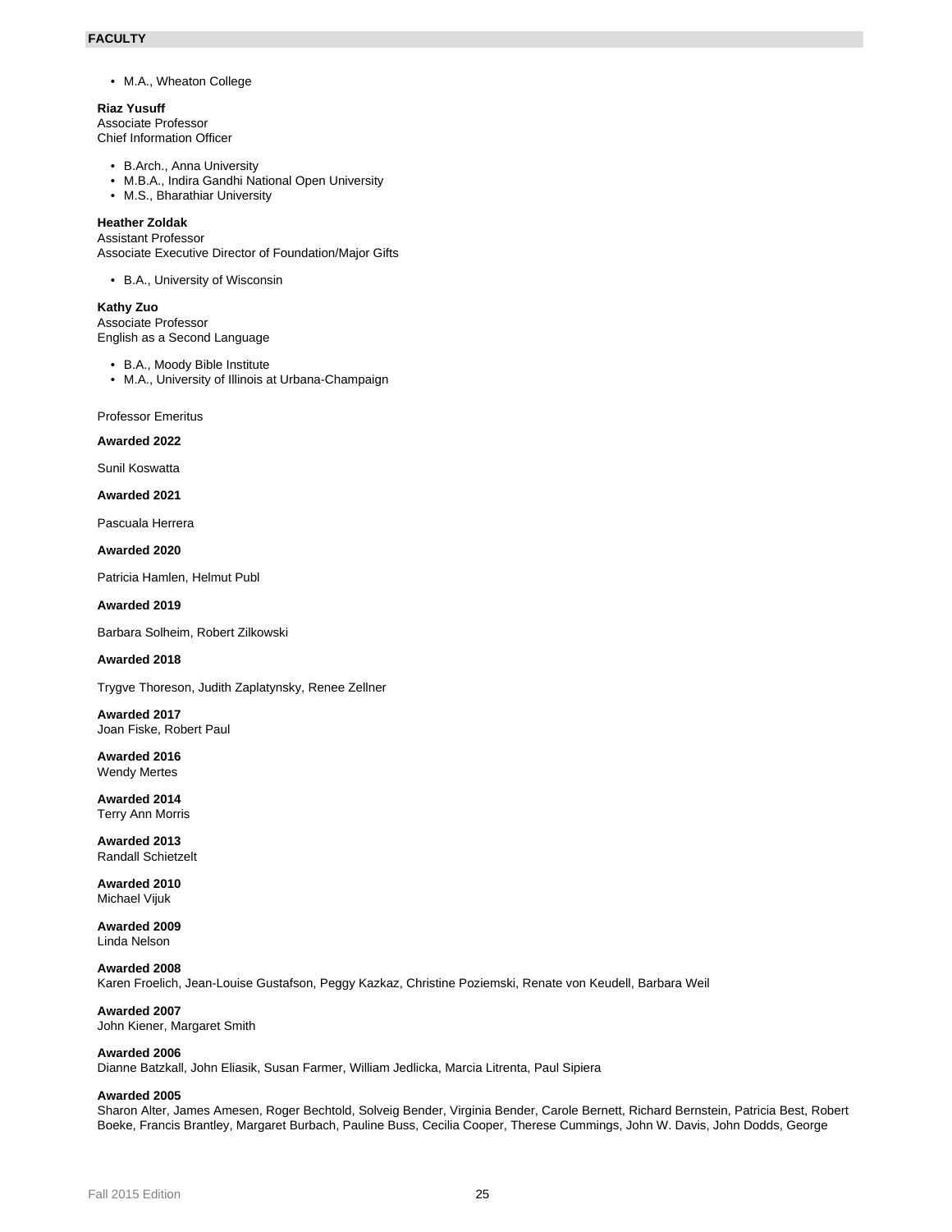- M.A., Wheaton College

**Riaz Yusuff**
Associate Professor
Chief Information Officer

- B.Arch., Anna University
- M.B.A., Indira Gandhi National Open University
- M.S., Bharathiar University

**Heather Zoldak**
Assistant Professor
Associate Executive Director of Foundation/Major Gifts

- B.A., University of Wisconsin

**Kathy Zuo**
Associate Professor
English as a Second Language

- B.A., Moody Bible Institute
- M.A., University of Illinois at Urbana-Champaign

Professor Emeritus

**Awarded 2022**

Sunil Koswatta

**Awarded 2021**

Pascuala Herrera

**Awarded 2020**

Patricia Hamlen, Helmut Publ

**Awarded 2019**

Barbara Solheim, Robert Zilkowski

**Awarded 2018**

Trygve Thoreson, Judith Zaplatynsky, Renee Zellner

**Awarded 2017**
Joan Fiske, Robert Paul

**Awarded 2016**
Wendy Mertes

**Awarded 2014**
Terry Ann Morris

**Awarded 2013**
Randall Schietzelt

**Awarded 2010**
Michael Vijuk

**Awarded 2009**
Linda Nelson

**Awarded 2008**
Karen Froelich, Jean-Louise Gustafson, Peggy Kazkaz, Christine Poziemski, Renate von Keudell, Barbara Weil

**Awarded 2007**
John Kiener, Margaret Smith

**Awarded 2006**
Dianne Batzkall, John Eliasik, Susan Farmer, William Jedlicka, Marcia Litrenta, Paul Sipiera

**Awarded 2005**
Sharon Alter, James Amesen, Roger Bechtold, Solveig Bender, Virginia Bender, Carole Bernett, Richard Bernstein, Patricia Best, Robert Boeke, Francis Brantley, Margaret Burbach, Pauline Buss, Cecilia Cooper, Therese Cummings, John W. Davis, John Dodds, George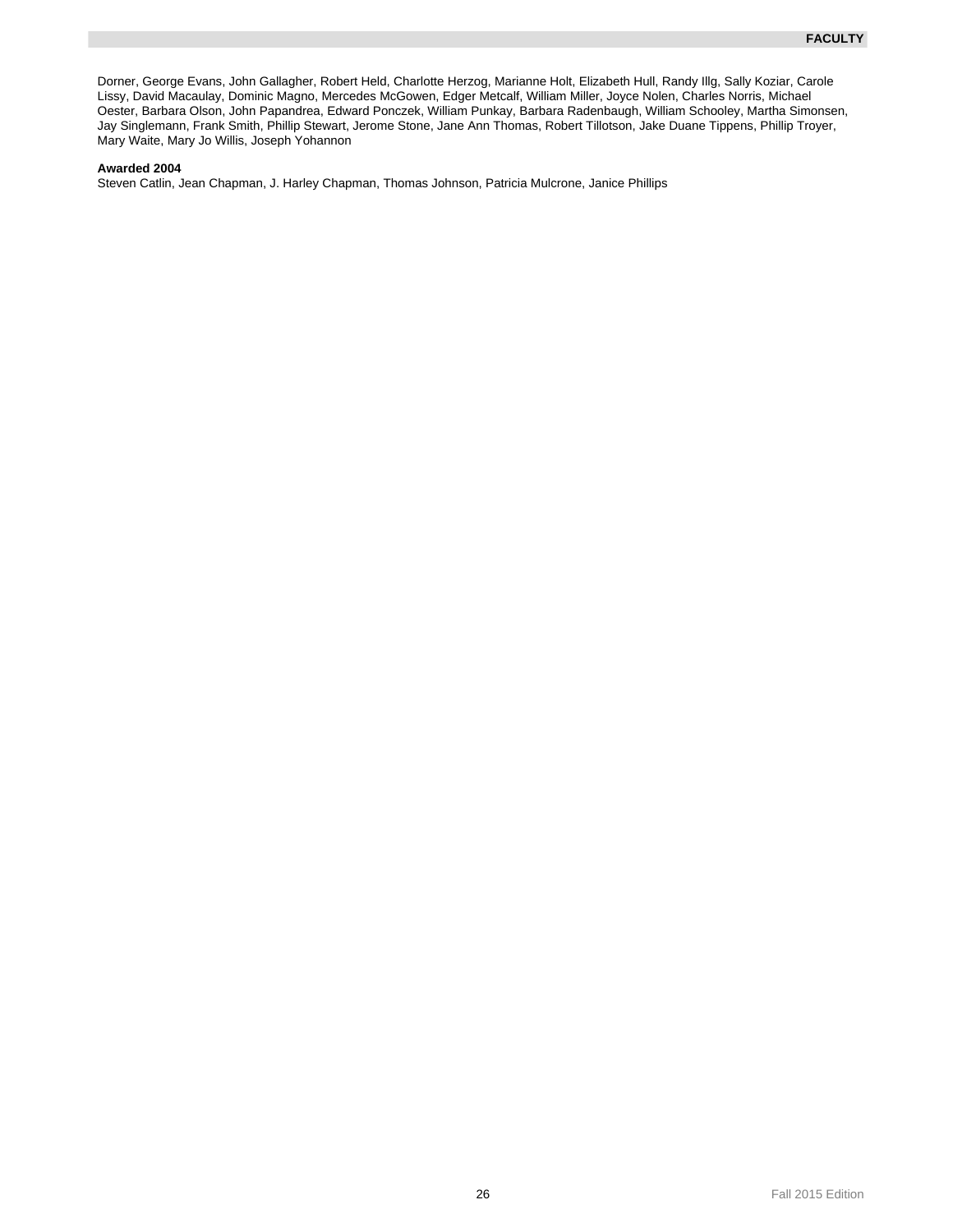Dorner, George Evans, John Gallagher, Robert Held, Charlotte Herzog, Marianne Holt, Elizabeth Hull, Randy Illg, Sally Koziar, Carole Lissy, David Macaulay, Dominic Magno, Mercedes McGowen, Edger Metcalf, William Miller, Joyce Nolen, Charles Norris, Michael Oester, Barbara Olson, John Papandrea, Edward Ponczek, William Punkay, Barbara Radenbaugh, William Schooley, Martha Simonsen, Jay Singlemann, Frank Smith, Phillip Stewart, Jerome Stone, Jane Ann Thomas, Robert Tillotson, Jake Duane Tippens, Phillip Troyer, Mary Waite, Mary Jo Willis, Joseph Yohannon

**Awarded 2004**

Steven Catlin, Jean Chapman, J. Harley Chapman, Thomas Johnson, Patricia Mulcrone, Janice Phillips